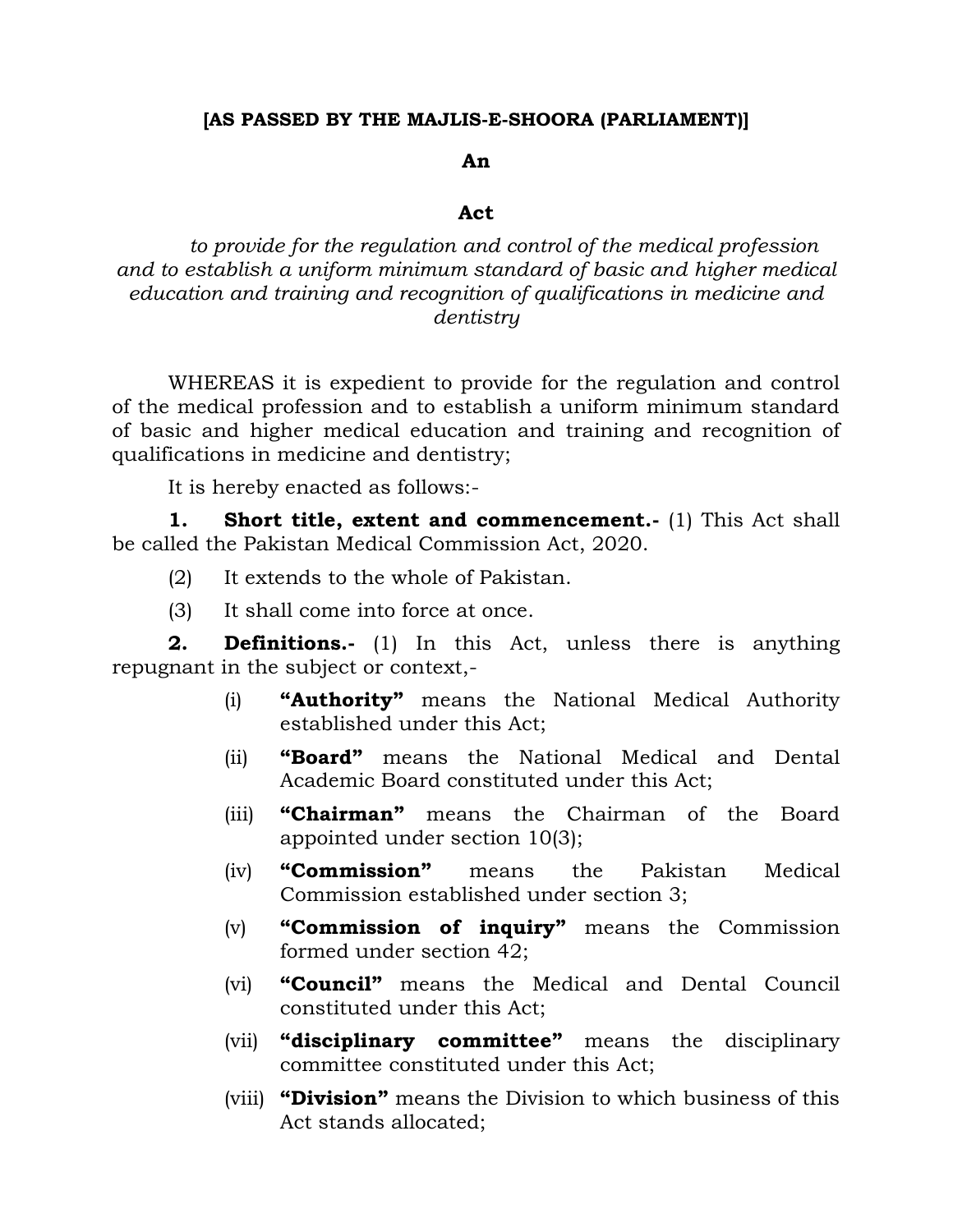**[AS PASSED BY THE MAJLIS-E-SHOORA (PARLIAMENT)]**

# An

# Act

*to provide for the regulation and control of the medical profession and to establish a uniform minimum standard of basic and higher medical education and training and recognition of qualifications in medicine and dentistry*

WHEREAS it is expedient to provide for the regulation and control of the medical profession and to establish a uniform minimum standard of basic and higher medical education and training and recognition of qualifications in medicine and dentistry;

It is hereby enacted as follows:-

**1. Short title, extent and commencement.-** (1) This Act shall be called the Pakistan Medical Commission Act, 2020.

(2) It extends to the whole of Pakistan.

(3) It shall come into force at once.

**2. Definitions.-** (1) In this Act, unless there is anything repugnant in the subject or context,-

(i) **"Authority"** means the National Medical Authority established under this Act;

(ii) **"Board"** means the National Medical and Dental Academic Board constituted under this Act;

(iii) **"Chairman"** means the Chairman of the Board appointed under section 10(3);

(iv) **"Commission"** means the Pakistan Medical Commission established under section 3;

(v) **"Commission of inquiry"** means the Commission formed under section 42;

(vi) **"Council"** means the Medical and Dental Council constituted under this Act;

(vii) **"disciplinary committee"** means the disciplinary committee constituted under this Act;

(viii) **"Division"** means the Division to which business of this Act stands allocated;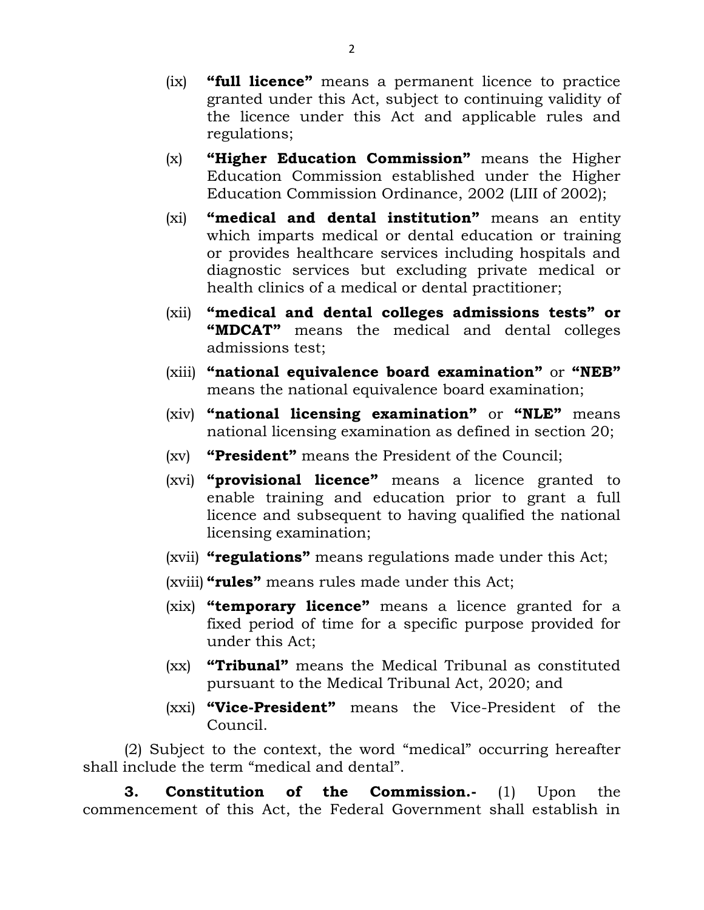(ix) **"full licence"** means a permanent licence to practice granted under this Act, subject to continuing validity of the licence under this Act and applicable rules and regulations;

(x) **"Higher Education Commission"** means the Higher Education Commission established under the Higher Education Commission Ordinance, 2002 (LIII of 2002);

(xi) **"medical and dental institution"** means an entity which imparts medical or dental education or training or provides healthcare services including hospitals and diagnostic services but excluding private medical or health clinics of a medical or dental practitioner;

(xii) **"medical and dental colleges admissions tests" or "MDCAT"** means the medical and dental colleges admissions test;

(xiii) **"national equivalence board examination"** or **"NEB"** means the national equivalence board examination;

(xiv) **"national licensing examination"** or **"NLE"** means national licensing examination as defined in section 20;

(xv) **"President"** means the President of the Council;

(xvi) **"provisional licence"** means a licence granted to enable training and education prior to grant a full licence and subsequent to having qualified the national licensing examination;

(xvii) **"regulations"** means regulations made under this Act;

(xviii) **"rules"** means rules made under this Act;

(xix) **"temporary licence"** means a licence granted for a fixed period of time for a specific purpose provided for under this Act;

(xx) **"Tribunal"** means the Medical Tribunal as constituted pursuant to the Medical Tribunal Act, 2020; and

(xxi) **"Vice-President"** means the Vice-President of the Council.

(2) Subject to the context, the word "medical" occurring hereafter shall include the term "medical and dental".

**3. Constitution of the Commission.-** (1) Upon the commencement of this Act, the Federal Government shall establish in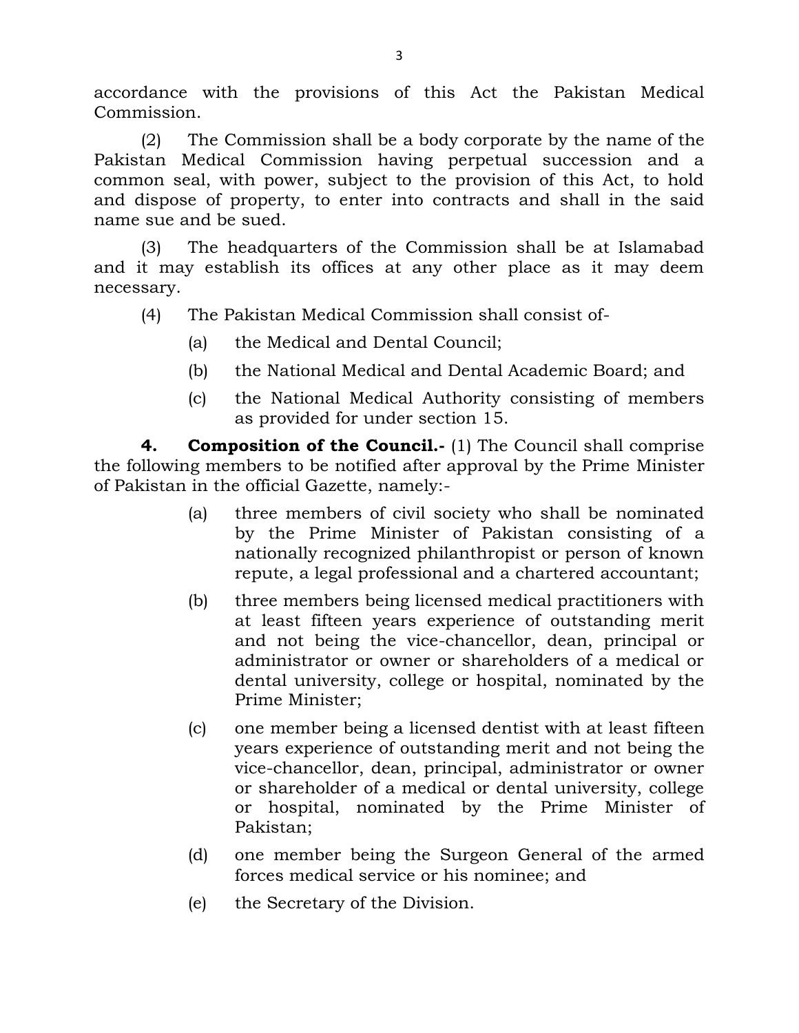accordance with the provisions of this Act the Pakistan Medical Commission.

(2) The Commission shall be a body corporate by the name of the Pakistan Medical Commission having perpetual succession and a common seal, with power, subject to the provision of this Act, to hold and dispose of property, to enter into contracts and shall in the said name sue and be sued.

(3) The headquarters of the Commission shall be at Islamabad and it may establish its offices at any other place as it may deem necessary.

(4) The Pakistan Medical Commission shall consist of-

(a) the Medical and Dental Council;

(b) the National Medical and Dental Academic Board; and

(c) the National Medical Authority consisting of members as provided for under section 15.

**4. Composition of the Council.-** (1) The Council shall comprise the following members to be notified after approval by the Prime Minister of Pakistan in the official Gazette, namely:-

(a) three members of civil society who shall be nominated by the Prime Minister of Pakistan consisting of a nationally recognized philanthropist or person of known repute, a legal professional and a chartered accountant;

(b) three members being licensed medical practitioners with at least fifteen years experience of outstanding merit and not being the vice-chancellor, dean, principal or administrator or owner or shareholders of a medical or dental university, college or hospital, nominated by the Prime Minister;

(c) one member being a licensed dentist with at least fifteen years experience of outstanding merit and not being the vice-chancellor, dean, principal, administrator or owner or shareholder of a medical or dental university, college or hospital, nominated by the Prime Minister of Pakistan;

(d) one member being the Surgeon General of the armed forces medical service or his nominee; and

(e) the Secretary of the Division.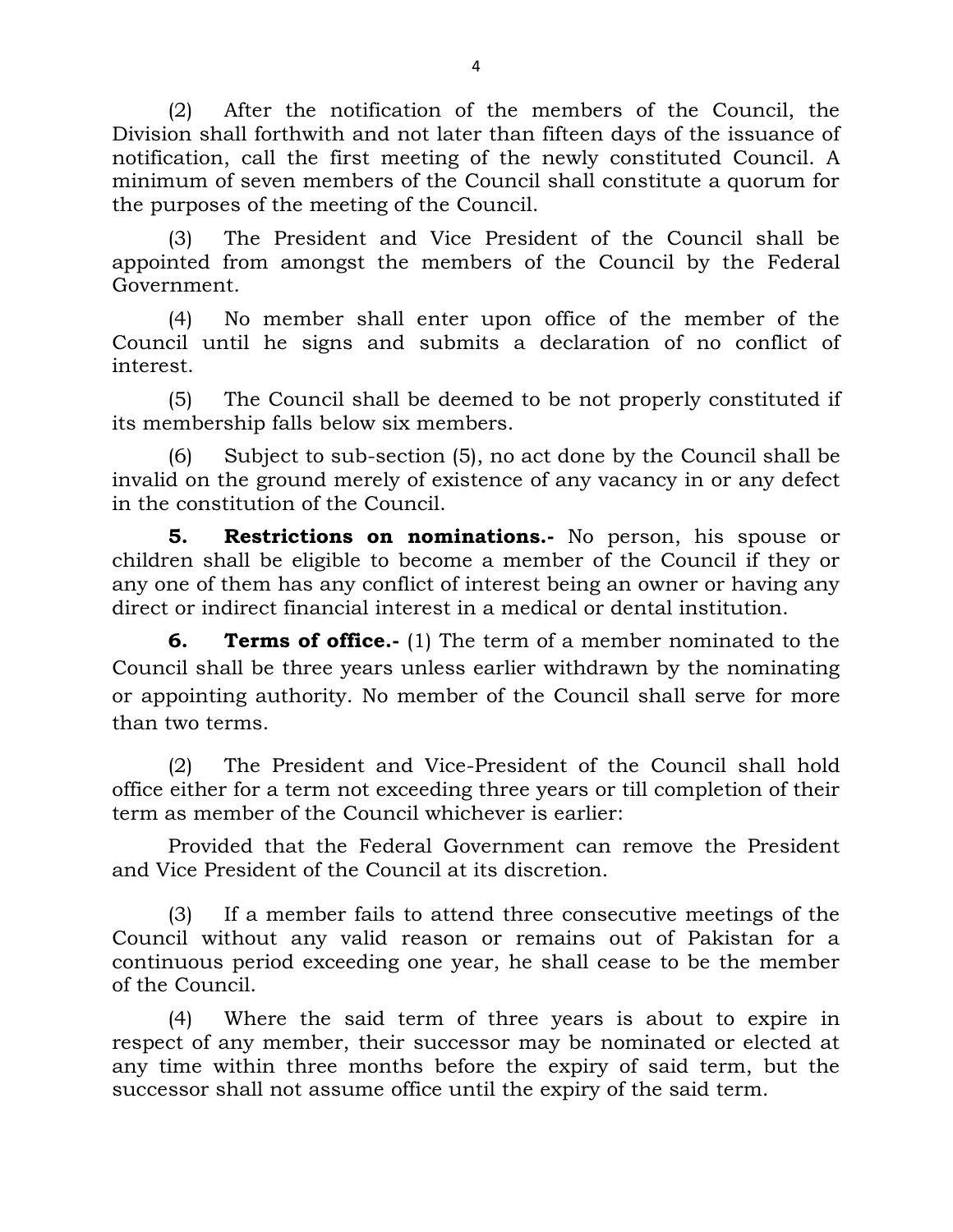(2) After the notification of the members of the Council, the Division shall forthwith and not later than fifteen days of the issuance of notification, call the first meeting of the newly constituted Council. A minimum of seven members of the Council shall constitute a quorum for the purposes of the meeting of the Council.

(3) The President and Vice President of the Council shall be appointed from amongst the members of the Council by the Federal Government.

(4) No member shall enter upon office of the member of the Council until he signs and submits a declaration of no conflict of interest.

(5) The Council shall be deemed to be not properly constituted if its membership falls below six members.

(6) Subject to sub-section (5), no act done by the Council shall be invalid on the ground merely of existence of any vacancy in or any defect in the constitution of the Council.

**5. Restrictions on nominations.-** No person, his spouse or children shall be eligible to become a member of the Council if they or any one of them has any conflict of interest being an owner or having any direct or indirect financial interest in a medical or dental institution.

**6. Terms of office.-** (1) The term of a member nominated to the Council shall be three years unless earlier withdrawn by the nominating or appointing authority. No member of the Council shall serve for more than two terms.

(2) The President and Vice-President of the Council shall hold office either for a term not exceeding three years or till completion of their term as member of the Council whichever is earlier:

Provided that the Federal Government can remove the President and Vice President of the Council at its discretion.

(3) If a member fails to attend three consecutive meetings of the Council without any valid reason or remains out of Pakistan for a continuous period exceeding one year, he shall cease to be the member of the Council.

(4) Where the said term of three years is about to expire in respect of any member, their successor may be nominated or elected at any time within three months before the expiry of said term, but the successor shall not assume office until the expiry of the said term.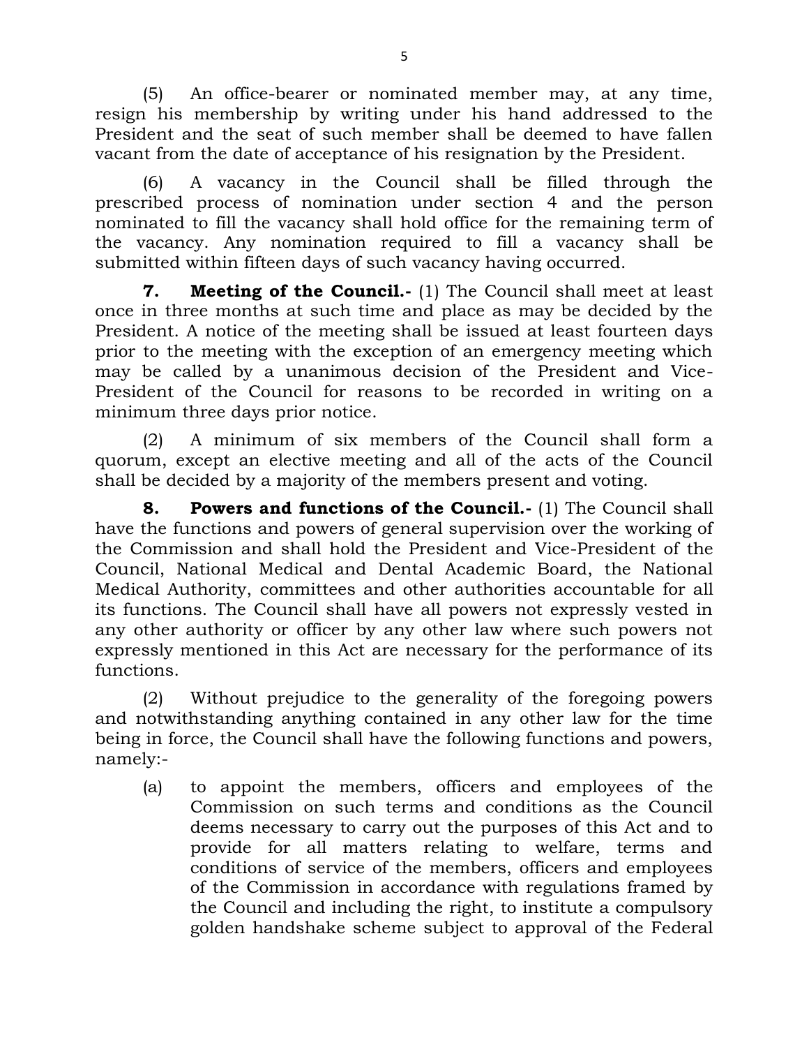(5) An office-bearer or nominated member may, at any time, resign his membership by writing under his hand addressed to the President and the seat of such member shall be deemed to have fallen vacant from the date of acceptance of his resignation by the President.

(6) A vacancy in the Council shall be filled through the prescribed process of nomination under section 4 and the person nominated to fill the vacancy shall hold office for the remaining term of the vacancy. Any nomination required to fill a vacancy shall be submitted within fifteen days of such vacancy having occurred.

**7. Meeting of the Council.-** (1) The Council shall meet at least once in three months at such time and place as may be decided by the President. A notice of the meeting shall be issued at least fourteen days prior to the meeting with the exception of an emergency meeting which may be called by a unanimous decision of the President and Vice-President of the Council for reasons to be recorded in writing on a minimum three days prior notice.

(2) A minimum of six members of the Council shall form a quorum, except an elective meeting and all of the acts of the Council shall be decided by a majority of the members present and voting.

**8. Powers and functions of the Council.-** (1) The Council shall have the functions and powers of general supervision over the working of the Commission and shall hold the President and Vice-President of the Council, National Medical and Dental Academic Board, the National Medical Authority, committees and other authorities accountable for all its functions. The Council shall have all powers not expressly vested in any other authority or officer by any other law where such powers not expressly mentioned in this Act are necessary for the performance of its functions.

(2) Without prejudice to the generality of the foregoing powers and notwithstanding anything contained in any other law for the time being in force, the Council shall have the following functions and powers, namely:-

(a) to appoint the members, officers and employees of the Commission on such terms and conditions as the Council deems necessary to carry out the purposes of this Act and to provide for all matters relating to welfare, terms and conditions of service of the members, officers and employees of the Commission in accordance with regulations framed by the Council and including the right, to institute a compulsory golden handshake scheme subject to approval of the Federal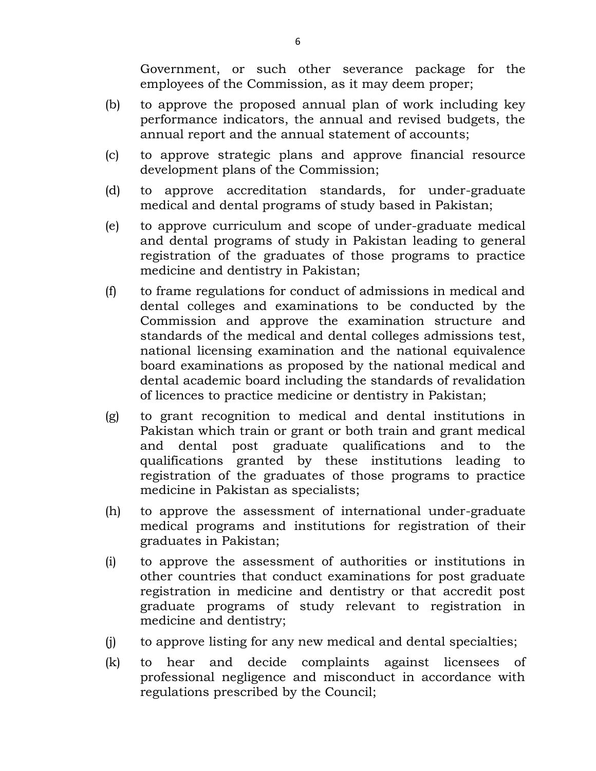Government, or such other severance package for the employees of the Commission, as it may deem proper;

(b) to approve the proposed annual plan of work including key performance indicators, the annual and revised budgets, the annual report and the annual statement of accounts;

(c) to approve strategic plans and approve financial resource development plans of the Commission;

(d) to approve accreditation standards, for under-graduate medical and dental programs of study based in Pakistan;

(e) to approve curriculum and scope of under-graduate medical and dental programs of study in Pakistan leading to general registration of the graduates of those programs to practice medicine and dentistry in Pakistan;

(f) to frame regulations for conduct of admissions in medical and dental colleges and examinations to be conducted by the Commission and approve the examination structure and standards of the medical and dental colleges admissions test, national licensing examination and the national equivalence board examinations as proposed by the national medical and dental academic board including the standards of revalidation of licences to practice medicine or dentistry in Pakistan;

(g) to grant recognition to medical and dental institutions in Pakistan which train or grant or both train and grant medical and dental post graduate qualifications and to the qualifications granted by these institutions leading to registration of the graduates of those programs to practice medicine in Pakistan as specialists;

(h) to approve the assessment of international under-graduate medical programs and institutions for registration of their graduates in Pakistan;

(i) to approve the assessment of authorities or institutions in other countries that conduct examinations for post graduate registration in medicine and dentistry or that accredit post graduate programs of study relevant to registration in medicine and dentistry;

(j) to approve listing for any new medical and dental specialties;

(k) to hear and decide complaints against licensees of professional negligence and misconduct in accordance with regulations prescribed by the Council;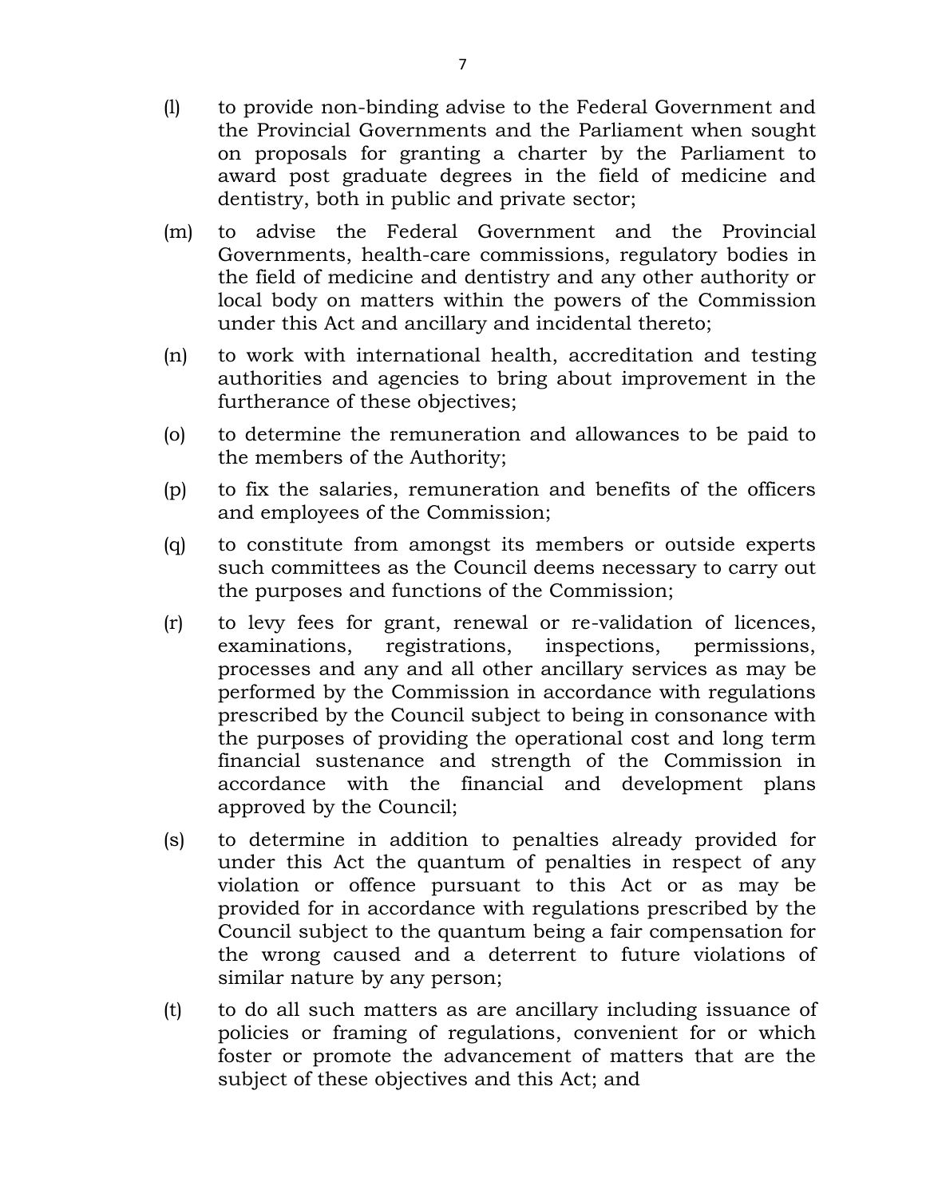(l) to provide non-binding advise to the Federal Government and the Provincial Governments and the Parliament when sought on proposals for granting a charter by the Parliament to award post graduate degrees in the field of medicine and dentistry, both in public and private sector;

(m) to advise the Federal Government and the Provincial Governments, health-care commissions, regulatory bodies in the field of medicine and dentistry and any other authority or local body on matters within the powers of the Commission under this Act and ancillary and incidental thereto;

(n) to work with international health, accreditation and testing authorities and agencies to bring about improvement in the furtherance of these objectives;

(o) to determine the remuneration and allowances to be paid to the members of the Authority;

(p) to fix the salaries, remuneration and benefits of the officers and employees of the Commission;

(q) to constitute from amongst its members or outside experts such committees as the Council deems necessary to carry out the purposes and functions of the Commission;

(r) to levy fees for grant, renewal or re-validation of licences, examinations, registrations, inspections, permissions, processes and any and all other ancillary services as may be performed by the Commission in accordance with regulations prescribed by the Council subject to being in consonance with the purposes of providing the operational cost and long term financial sustenance and strength of the Commission in accordance with the financial and development plans approved by the Council;

(s) to determine in addition to penalties already provided for under this Act the quantum of penalties in respect of any violation or offence pursuant to this Act or as may be provided for in accordance with regulations prescribed by the Council subject to the quantum being a fair compensation for the wrong caused and a deterrent to future violations of similar nature by any person;

(t) to do all such matters as are ancillary including issuance of policies or framing of regulations, convenient for or which foster or promote the advancement of matters that are the subject of these objectives and this Act; and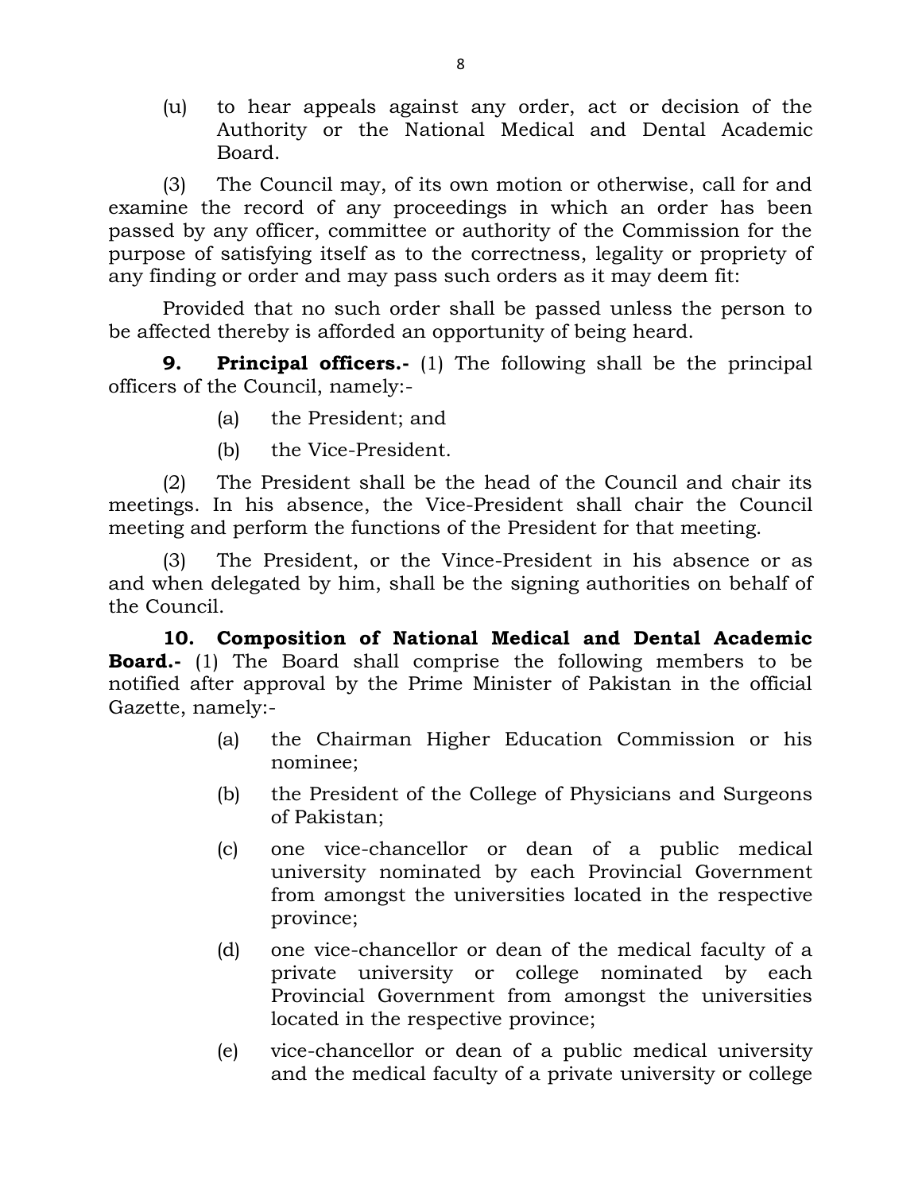(u) to hear appeals against any order, act or decision of the Authority or the National Medical and Dental Academic Board.

(3) The Council may, of its own motion or otherwise, call for and examine the record of any proceedings in which an order has been passed by any officer, committee or authority of the Commission for the purpose of satisfying itself as to the correctness, legality or propriety of any finding or order and may pass such orders as it may deem fit:

Provided that no such order shall be passed unless the person to be affected thereby is afforded an opportunity of being heard.

**9. Principal officers.-** (1) The following shall be the principal officers of the Council, namely:-

(a) the President; and

(b) the Vice-President.

(2) The President shall be the head of the Council and chair its meetings. In his absence, the Vice-President shall chair the Council meeting and perform the functions of the President for that meeting.

(3) The President, or the Vince-President in his absence or as and when delegated by him, shall be the signing authorities on behalf of the Council.

**10. Composition of National Medical and Dental Academic Board.-** (1) The Board shall comprise the following members to be notified after approval by the Prime Minister of Pakistan in the official Gazette, namely:-

(a) the Chairman Higher Education Commission or his nominee;

(b) the President of the College of Physicians and Surgeons of Pakistan;

(c) one vice-chancellor or dean of a public medical university nominated by each Provincial Government from amongst the universities located in the respective province;

(d) one vice-chancellor or dean of the medical faculty of a private university or college nominated by each Provincial Government from amongst the universities located in the respective province;

(e) vice-chancellor or dean of a public medical university and the medical faculty of a private university or college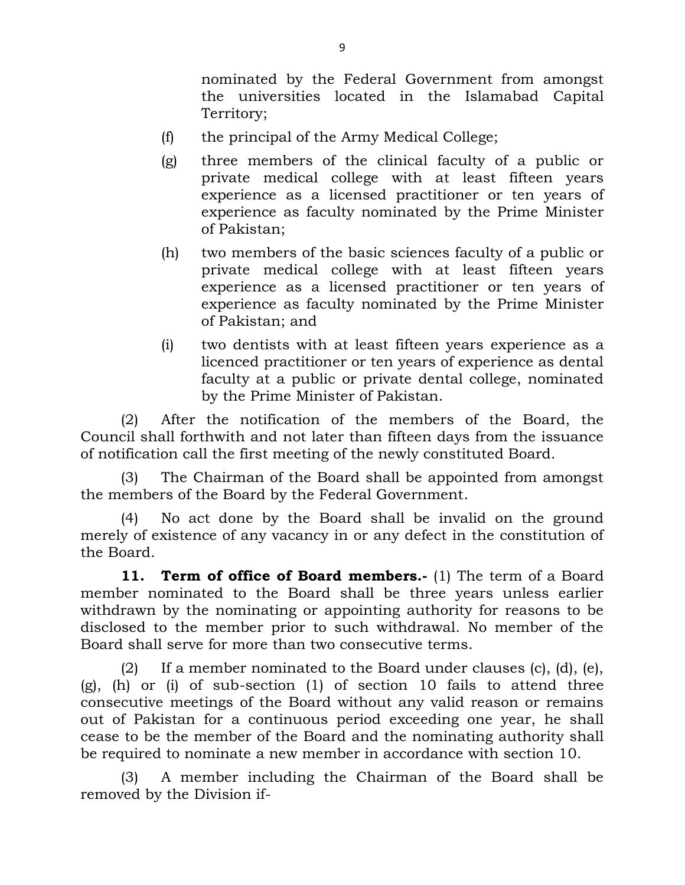nominated by the Federal Government from amongst the universities located in the Islamabad Capital Territory;

(f) the principal of the Army Medical College;

(g) three members of the clinical faculty of a public or private medical college with at least fifteen years experience as a licensed practitioner or ten years of experience as faculty nominated by the Prime Minister of Pakistan;

(h) two members of the basic sciences faculty of a public or private medical college with at least fifteen years experience as a licensed practitioner or ten years of experience as faculty nominated by the Prime Minister of Pakistan; and

(i) two dentists with at least fifteen years experience as a licenced practitioner or ten years of experience as dental faculty at a public or private dental college, nominated by the Prime Minister of Pakistan.

(2) After the notification of the members of the Board, the Council shall forthwith and not later than fifteen days from the issuance of notification call the first meeting of the newly constituted Board.

(3) The Chairman of the Board shall be appointed from amongst the members of the Board by the Federal Government.

(4) No act done by the Board shall be invalid on the ground merely of existence of any vacancy in or any defect in the constitution of the Board.

**11. Term of office of Board members.-** (1) The term of a Board member nominated to the Board shall be three years unless earlier withdrawn by the nominating or appointing authority for reasons to be disclosed to the member prior to such withdrawal. No member of the Board shall serve for more than two consecutive terms.

(2) If a member nominated to the Board under clauses (c), (d), (e), (g), (h) or (i) of sub-section (1) of section 10 fails to attend three consecutive meetings of the Board without any valid reason or remains out of Pakistan for a continuous period exceeding one year, he shall cease to be the member of the Board and the nominating authority shall be required to nominate a new member in accordance with section 10.

(3) A member including the Chairman of the Board shall be removed by the Division if-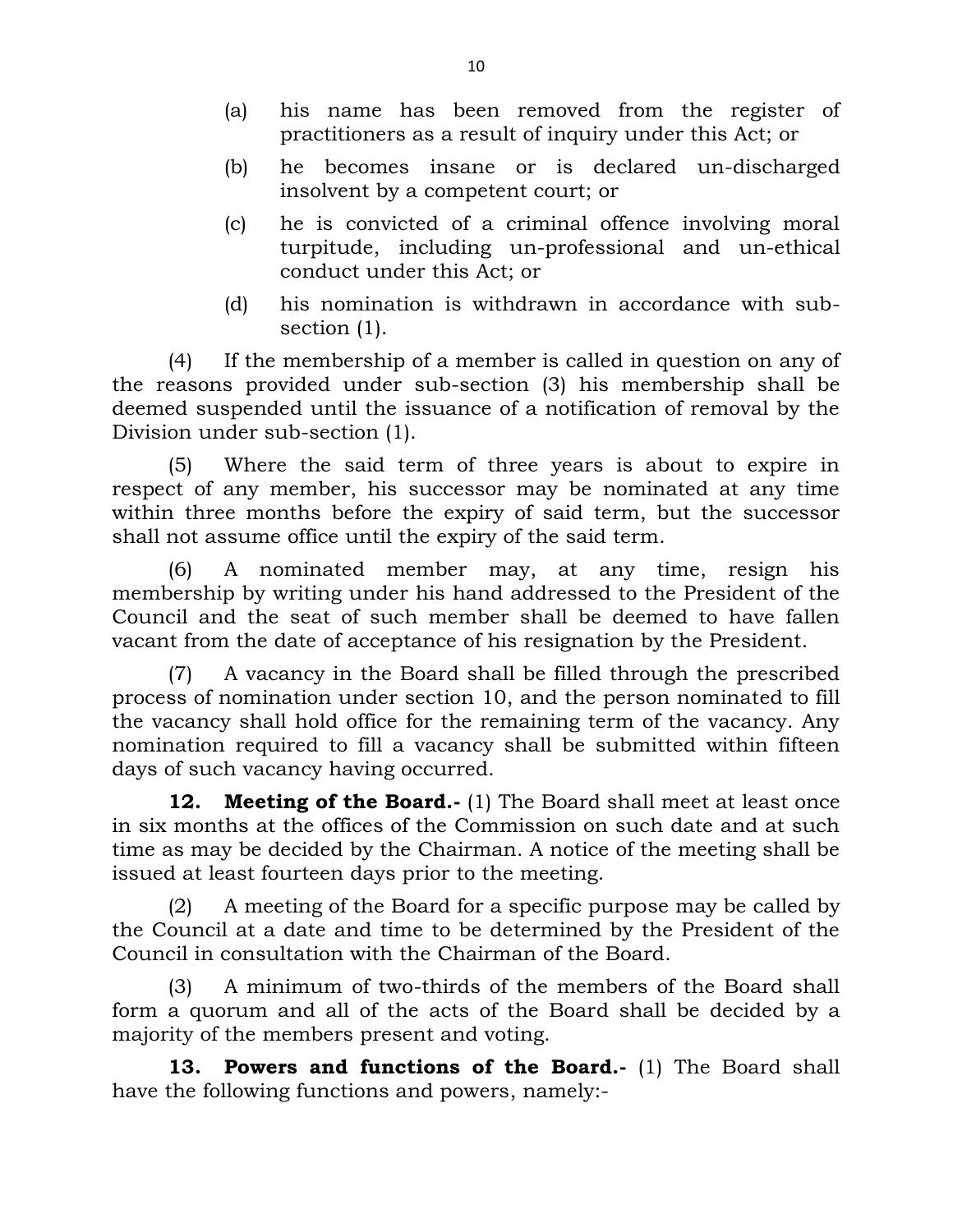(a) his name has been removed from the register of practitioners as a result of inquiry under this Act; or

(b) he becomes insane or is declared un-discharged insolvent by a competent court; or

(c) he is convicted of a criminal offence involving moral turpitude, including un-professional and un-ethical conduct under this Act; or

(d) his nomination is withdrawn in accordance with sub-section (1).

(4) If the membership of a member is called in question on any of the reasons provided under sub-section (3) his membership shall be deemed suspended until the issuance of a notification of removal by the Division under sub-section (1).

(5) Where the said term of three years is about to expire in respect of any member, his successor may be nominated at any time within three months before the expiry of said term, but the successor shall not assume office until the expiry of the said term.

(6) A nominated member may, at any time, resign his membership by writing under his hand addressed to the President of the Council and the seat of such member shall be deemed to have fallen vacant from the date of acceptance of his resignation by the President.

(7) A vacancy in the Board shall be filled through the prescribed process of nomination under section 10, and the person nominated to fill the vacancy shall hold office for the remaining term of the vacancy. Any nomination required to fill a vacancy shall be submitted within fifteen days of such vacancy having occurred.

**12. Meeting of the Board.-** (1) The Board shall meet at least once in six months at the offices of the Commission on such date and at such time as may be decided by the Chairman. A notice of the meeting shall be issued at least fourteen days prior to the meeting.

(2) A meeting of the Board for a specific purpose may be called by the Council at a date and time to be determined by the President of the Council in consultation with the Chairman of the Board.

(3) A minimum of two-thirds of the members of the Board shall form a quorum and all of the acts of the Board shall be decided by a majority of the members present and voting.

**13. Powers and functions of the Board.-** (1) The Board shall have the following functions and powers, namely:-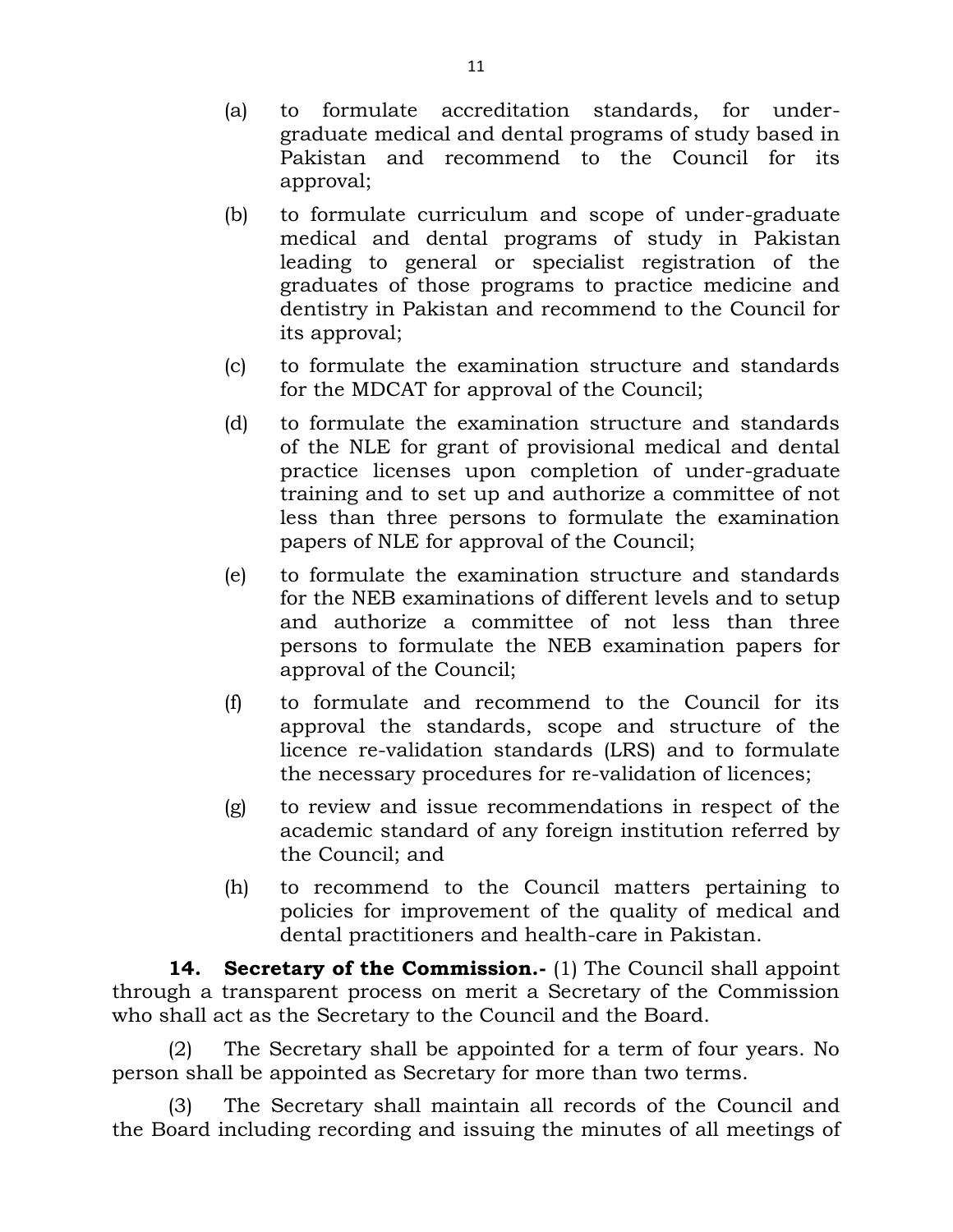(a) to formulate accreditation standards, for under-graduate medical and dental programs of study based in Pakistan and recommend to the Council for its approval;

(b) to formulate curriculum and scope of under-graduate medical and dental programs of study in Pakistan leading to general or specialist registration of the graduates of those programs to practice medicine and dentistry in Pakistan and recommend to the Council for its approval;

(c) to formulate the examination structure and standards for the MDCAT for approval of the Council;

(d) to formulate the examination structure and standards of the NLE for grant of provisional medical and dental practice licenses upon completion of under-graduate training and to set up and authorize a committee of not less than three persons to formulate the examination papers of NLE for approval of the Council;

(e) to formulate the examination structure and standards for the NEB examinations of different levels and to setup and authorize a committee of not less than three persons to formulate the NEB examination papers for approval of the Council;

(f) to formulate and recommend to the Council for its approval the standards, scope and structure of the licence re-validation standards (LRS) and to formulate the necessary procedures for re-validation of licences;

(g) to review and issue recommendations in respect of the academic standard of any foreign institution referred by the Council; and

(h) to recommend to the Council matters pertaining to policies for improvement of the quality of medical and dental practitioners and health-care in Pakistan.

**14. Secretary of the Commission.-** (1) The Council shall appoint through a transparent process on merit a Secretary of the Commission who shall act as the Secretary to the Council and the Board.

(2) The Secretary shall be appointed for a term of four years. No person shall be appointed as Secretary for more than two terms.

(3) The Secretary shall maintain all records of the Council and the Board including recording and issuing the minutes of all meetings of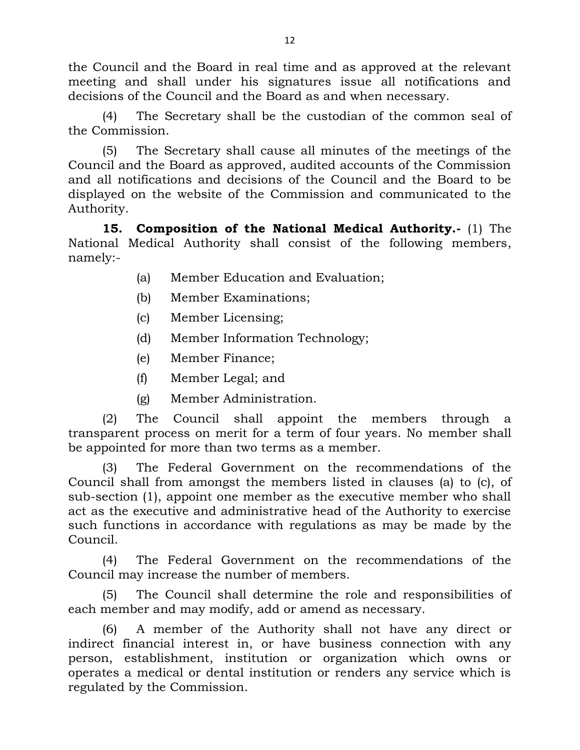the Council and the Board in real time and as approved at the relevant meeting and shall under his signatures issue all notifications and decisions of the Council and the Board as and when necessary.

(4) The Secretary shall be the custodian of the common seal of the Commission.

(5) The Secretary shall cause all minutes of the meetings of the Council and the Board as approved, audited accounts of the Commission and all notifications and decisions of the Council and the Board to be displayed on the website of the Commission and communicated to the Authority.

**15. Composition of the National Medical Authority.-** (1) The National Medical Authority shall consist of the following members, namely:-

(a) Member Education and Evaluation;

(b) Member Examinations;

(c) Member Licensing;

(d) Member Information Technology;

(e) Member Finance;

(f) Member Legal; and

(g) Member Administration.

(2) The Council shall appoint the members through a transparent process on merit for a term of four years. No member shall be appointed for more than two terms as a member.

(3) The Federal Government on the recommendations of the Council shall from amongst the members listed in clauses (a) to (c), of sub-section (1), appoint one member as the executive member who shall act as the executive and administrative head of the Authority to exercise such functions in accordance with regulations as may be made by the Council.

(4) The Federal Government on the recommendations of the Council may increase the number of members.

(5) The Council shall determine the role and responsibilities of each member and may modify, add or amend as necessary.

(6) A member of the Authority shall not have any direct or indirect financial interest in, or have business connection with any person, establishment, institution or organization which owns or operates a medical or dental institution or renders any service which is regulated by the Commission.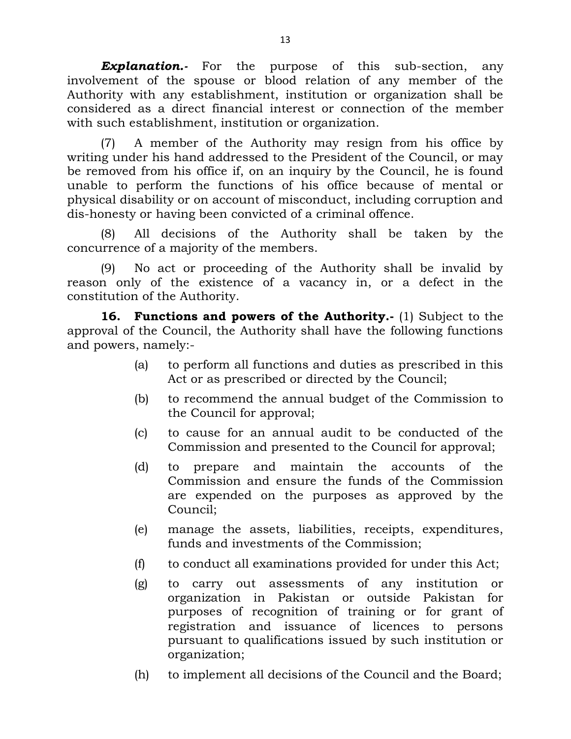***Explanation.-*** For the purpose of this sub-section, any involvement of the spouse or blood relation of any member of the Authority with any establishment, institution or organization shall be considered as a direct financial interest or connection of the member with such establishment, institution or organization.

(7) A member of the Authority may resign from his office by writing under his hand addressed to the President of the Council, or may be removed from his office if, on an inquiry by the Council, he is found unable to perform the functions of his office because of mental or physical disability or on account of misconduct, including corruption and dis-honesty or having been convicted of a criminal offence.

(8) All decisions of the Authority shall be taken by the concurrence of a majority of the members.

(9) No act or proceeding of the Authority shall be invalid by reason only of the existence of a vacancy in, or a defect in the constitution of the Authority.

**16. Functions and powers of the Authority.-** (1) Subject to the approval of the Council, the Authority shall have the following functions and powers, namely:-

(a) to perform all functions and duties as prescribed in this Act or as prescribed or directed by the Council;

(b) to recommend the annual budget of the Commission to the Council for approval;

(c) to cause for an annual audit to be conducted of the Commission and presented to the Council for approval;

(d) to prepare and maintain the accounts of the Commission and ensure the funds of the Commission are expended on the purposes as approved by the Council;

(e) manage the assets, liabilities, receipts, expenditures, funds and investments of the Commission;

(f) to conduct all examinations provided for under this Act;

(g) to carry out assessments of any institution or organization in Pakistan or outside Pakistan for purposes of recognition of training or for grant of registration and issuance of licences to persons pursuant to qualifications issued by such institution or organization;

(h) to implement all decisions of the Council and the Board;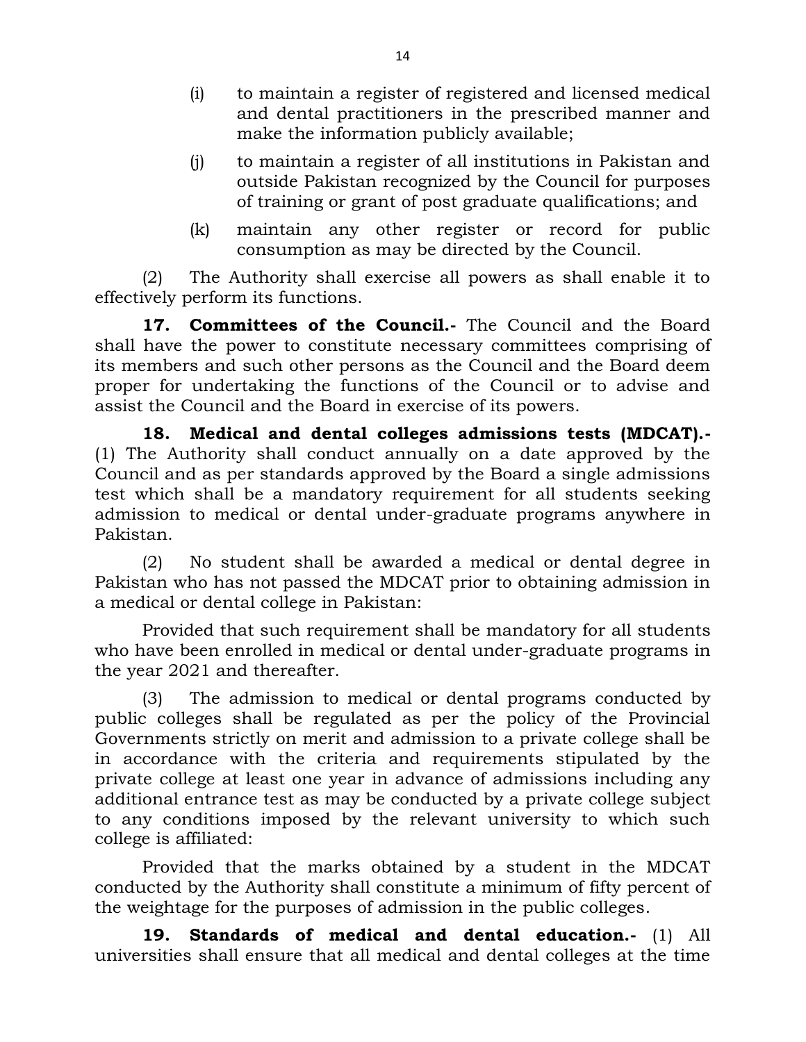(i) to maintain a register of registered and licensed medical and dental practitioners in the prescribed manner and make the information publicly available;

(j) to maintain a register of all institutions in Pakistan and outside Pakistan recognized by the Council for purposes of training or grant of post graduate qualifications; and

(k) maintain any other register or record for public consumption as may be directed by the Council.

(2) The Authority shall exercise all powers as shall enable it to effectively perform its functions.

**17. Committees of the Council.-** The Council and the Board shall have the power to constitute necessary committees comprising of its members and such other persons as the Council and the Board deem proper for undertaking the functions of the Council or to advise and assist the Council and the Board in exercise of its powers.

**18. Medical and dental colleges admissions tests (MDCAT).-** (1) The Authority shall conduct annually on a date approved by the Council and as per standards approved by the Board a single admissions test which shall be a mandatory requirement for all students seeking admission to medical or dental under-graduate programs anywhere in Pakistan.

(2) No student shall be awarded a medical or dental degree in Pakistan who has not passed the MDCAT prior to obtaining admission in a medical or dental college in Pakistan:

Provided that such requirement shall be mandatory for all students who have been enrolled in medical or dental under-graduate programs in the year 2021 and thereafter.

(3) The admission to medical or dental programs conducted by public colleges shall be regulated as per the policy of the Provincial Governments strictly on merit and admission to a private college shall be in accordance with the criteria and requirements stipulated by the private college at least one year in advance of admissions including any additional entrance test as may be conducted by a private college subject to any conditions imposed by the relevant university to which such college is affiliated:

Provided that the marks obtained by a student in the MDCAT conducted by the Authority shall constitute a minimum of fifty percent of the weightage for the purposes of admission in the public colleges.

**19. Standards of medical and dental education.-** (1) All universities shall ensure that all medical and dental colleges at the time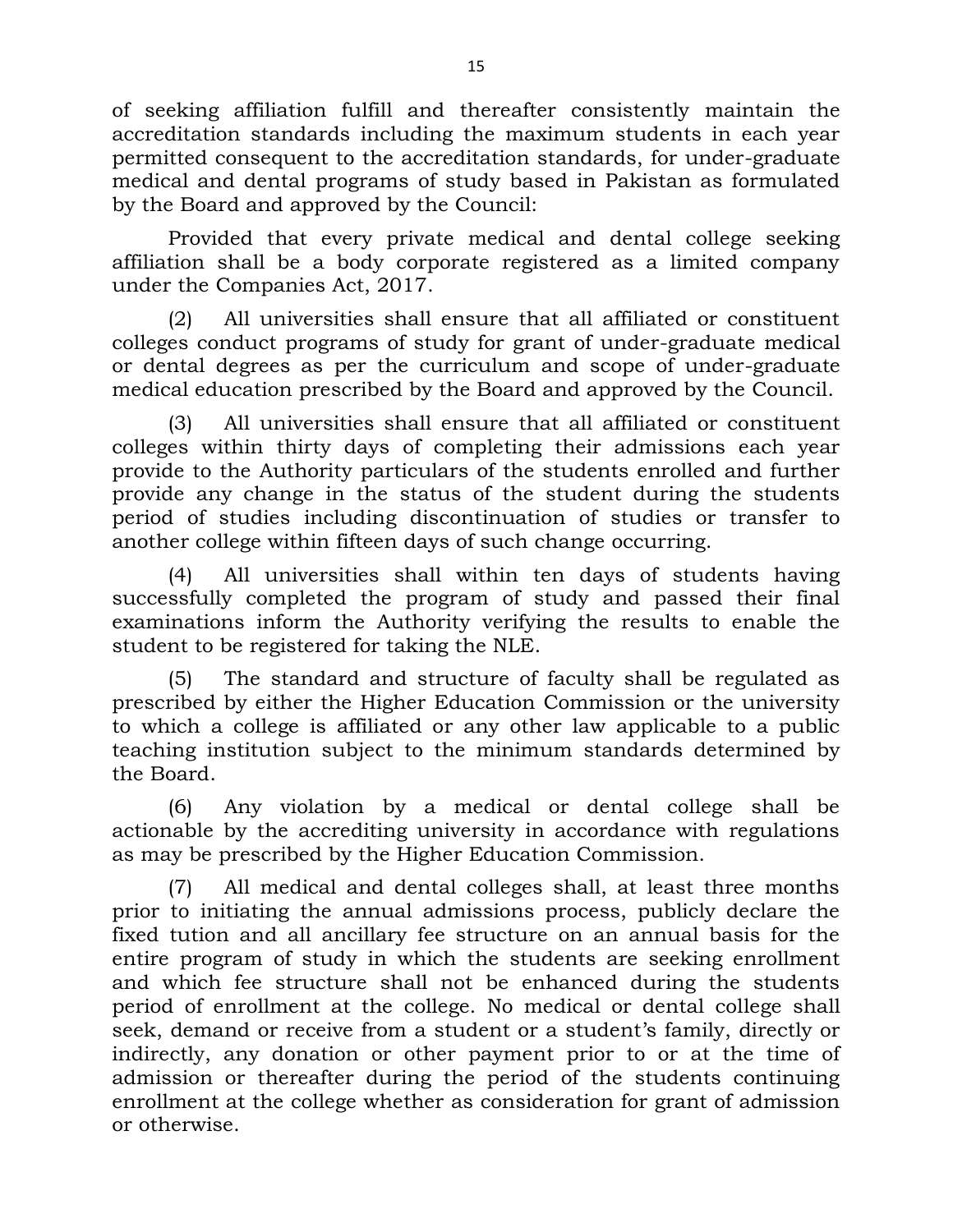of seeking affiliation fulfill and thereafter consistently maintain the accreditation standards including the maximum students in each year permitted consequent to the accreditation standards, for under-graduate medical and dental programs of study based in Pakistan as formulated by the Board and approved by the Council:

Provided that every private medical and dental college seeking affiliation shall be a body corporate registered as a limited company under the Companies Act, 2017.

(2) All universities shall ensure that all affiliated or constituent colleges conduct programs of study for grant of under-graduate medical or dental degrees as per the curriculum and scope of under-graduate medical education prescribed by the Board and approved by the Council.

(3) All universities shall ensure that all affiliated or constituent colleges within thirty days of completing their admissions each year provide to the Authority particulars of the students enrolled and further provide any change in the status of the student during the students period of studies including discontinuation of studies or transfer to another college within fifteen days of such change occurring.

(4) All universities shall within ten days of students having successfully completed the program of study and passed their final examinations inform the Authority verifying the results to enable the student to be registered for taking the NLE.

(5) The standard and structure of faculty shall be regulated as prescribed by either the Higher Education Commission or the university to which a college is affiliated or any other law applicable to a public teaching institution subject to the minimum standards determined by the Board.

(6) Any violation by a medical or dental college shall be actionable by the accrediting university in accordance with regulations as may be prescribed by the Higher Education Commission.

(7) All medical and dental colleges shall, at least three months prior to initiating the annual admissions process, publicly declare the fixed tution and all ancillary fee structure on an annual basis for the entire program of study in which the students are seeking enrollment and which fee structure shall not be enhanced during the students period of enrollment at the college. No medical or dental college shall seek, demand or receive from a student or a student's family, directly or indirectly, any donation or other payment prior to or at the time of admission or thereafter during the period of the students continuing enrollment at the college whether as consideration for grant of admission or otherwise.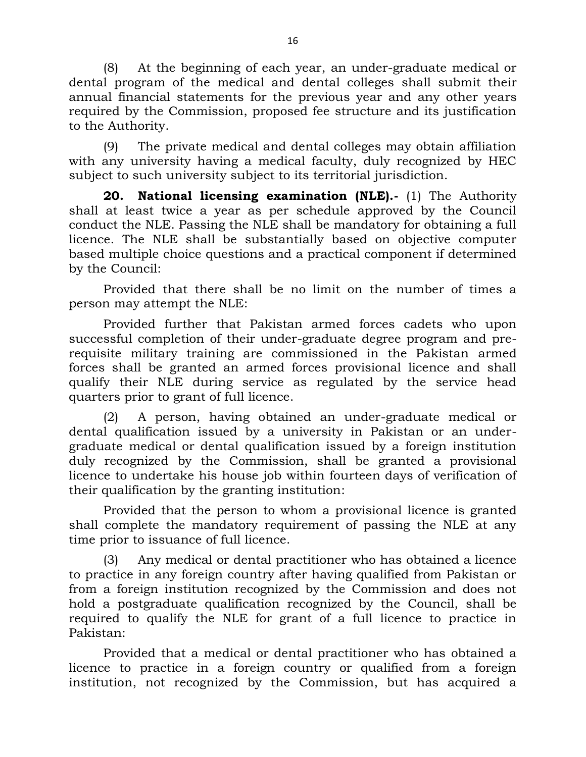(8) At the beginning of each year, an under-graduate medical or dental program of the medical and dental colleges shall submit their annual financial statements for the previous year and any other years required by the Commission, proposed fee structure and its justification to the Authority.

(9) The private medical and dental colleges may obtain affiliation with any university having a medical faculty, duly recognized by HEC subject to such university subject to its territorial jurisdiction.

**20. National licensing examination (NLE).-** (1) The Authority shall at least twice a year as per schedule approved by the Council conduct the NLE. Passing the NLE shall be mandatory for obtaining a full licence. The NLE shall be substantially based on objective computer based multiple choice questions and a practical component if determined by the Council:

Provided that there shall be no limit on the number of times a person may attempt the NLE:

Provided further that Pakistan armed forces cadets who upon successful completion of their under-graduate degree program and pre-requisite military training are commissioned in the Pakistan armed forces shall be granted an armed forces provisional licence and shall qualify their NLE during service as regulated by the service head quarters prior to grant of full licence.

(2) A person, having obtained an under-graduate medical or dental qualification issued by a university in Pakistan or an under-graduate medical or dental qualification issued by a foreign institution duly recognized by the Commission, shall be granted a provisional licence to undertake his house job within fourteen days of verification of their qualification by the granting institution:

Provided that the person to whom a provisional licence is granted shall complete the mandatory requirement of passing the NLE at any time prior to issuance of full licence.

(3) Any medical or dental practitioner who has obtained a licence to practice in any foreign country after having qualified from Pakistan or from a foreign institution recognized by the Commission and does not hold a postgraduate qualification recognized by the Council, shall be required to qualify the NLE for grant of a full licence to practice in Pakistan:

Provided that a medical or dental practitioner who has obtained a licence to practice in a foreign country or qualified from a foreign institution, not recognized by the Commission, but has acquired a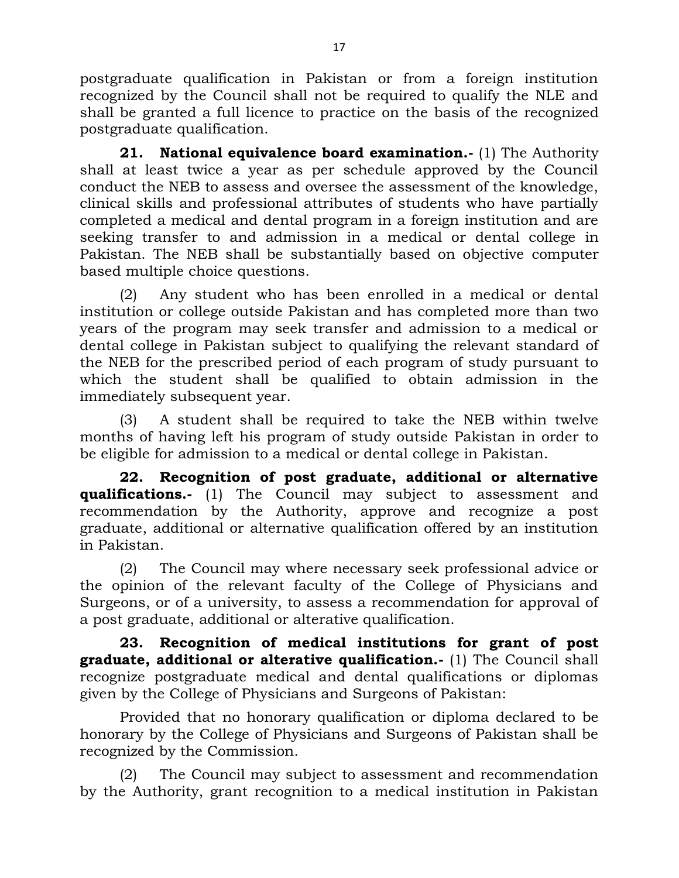postgraduate qualification in Pakistan or from a foreign institution recognized by the Council shall not be required to qualify the NLE and shall be granted a full licence to practice on the basis of the recognized postgraduate qualification.

**21. National equivalence board examination.-** (1) The Authority shall at least twice a year as per schedule approved by the Council conduct the NEB to assess and oversee the assessment of the knowledge, clinical skills and professional attributes of students who have partially completed a medical and dental program in a foreign institution and are seeking transfer to and admission in a medical or dental college in Pakistan. The NEB shall be substantially based on objective computer based multiple choice questions.

(2) Any student who has been enrolled in a medical or dental institution or college outside Pakistan and has completed more than two years of the program may seek transfer and admission to a medical or dental college in Pakistan subject to qualifying the relevant standard of the NEB for the prescribed period of each program of study pursuant to which the student shall be qualified to obtain admission in the immediately subsequent year.

(3) A student shall be required to take the NEB within twelve months of having left his program of study outside Pakistan in order to be eligible for admission to a medical or dental college in Pakistan.

**22. Recognition of post graduate, additional or alternative qualifications.-** (1) The Council may subject to assessment and recommendation by the Authority, approve and recognize a post graduate, additional or alternative qualification offered by an institution in Pakistan.

(2) The Council may where necessary seek professional advice or the opinion of the relevant faculty of the College of Physicians and Surgeons, or of a university, to assess a recommendation for approval of a post graduate, additional or alterative qualification.

**23. Recognition of medical institutions for grant of post graduate, additional or alterative qualification.-** (1) The Council shall recognize postgraduate medical and dental qualifications or diplomas given by the College of Physicians and Surgeons of Pakistan:

Provided that no honorary qualification or diploma declared to be honorary by the College of Physicians and Surgeons of Pakistan shall be recognized by the Commission.

(2) The Council may subject to assessment and recommendation by the Authority, grant recognition to a medical institution in Pakistan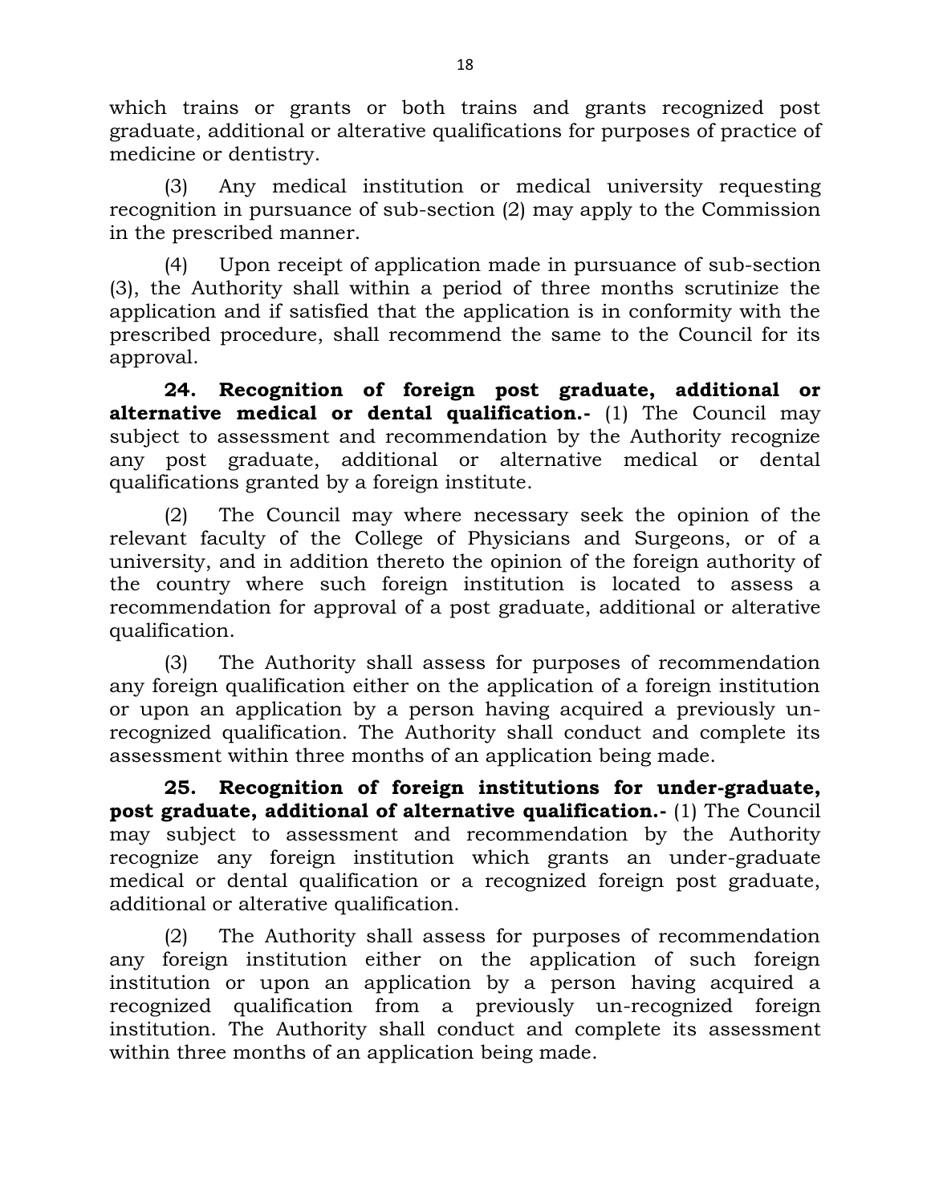which trains or grants or both trains and grants recognized post graduate, additional or alterative qualifications for purposes of practice of medicine or dentistry.

(3) Any medical institution or medical university requesting recognition in pursuance of sub-section (2) may apply to the Commission in the prescribed manner.

(4) Upon receipt of application made in pursuance of sub-section (3), the Authority shall within a period of three months scrutinize the application and if satisfied that the application is in conformity with the prescribed procedure, shall recommend the same to the Council for its approval.

**24. Recognition of foreign post graduate, additional or alternative medical or dental qualification.-** (1) The Council may subject to assessment and recommendation by the Authority recognize any post graduate, additional or alternative medical or dental qualifications granted by a foreign institute.

(2) The Council may where necessary seek the opinion of the relevant faculty of the College of Physicians and Surgeons, or of a university, and in addition thereto the opinion of the foreign authority of the country where such foreign institution is located to assess a recommendation for approval of a post graduate, additional or alterative qualification.

(3) The Authority shall assess for purposes of recommendation any foreign qualification either on the application of a foreign institution or upon an application by a person having acquired a previously un-recognized qualification. The Authority shall conduct and complete its assessment within three months of an application being made.

**25. Recognition of foreign institutions for under-graduate, post graduate, additional of alternative qualification.-** (1) The Council may subject to assessment and recommendation by the Authority recognize any foreign institution which grants an under-graduate medical or dental qualification or a recognized foreign post graduate, additional or alterative qualification.

(2) The Authority shall assess for purposes of recommendation any foreign institution either on the application of such foreign institution or upon an application by a person having acquired a recognized qualification from a previously un-recognized foreign institution. The Authority shall conduct and complete its assessment within three months of an application being made.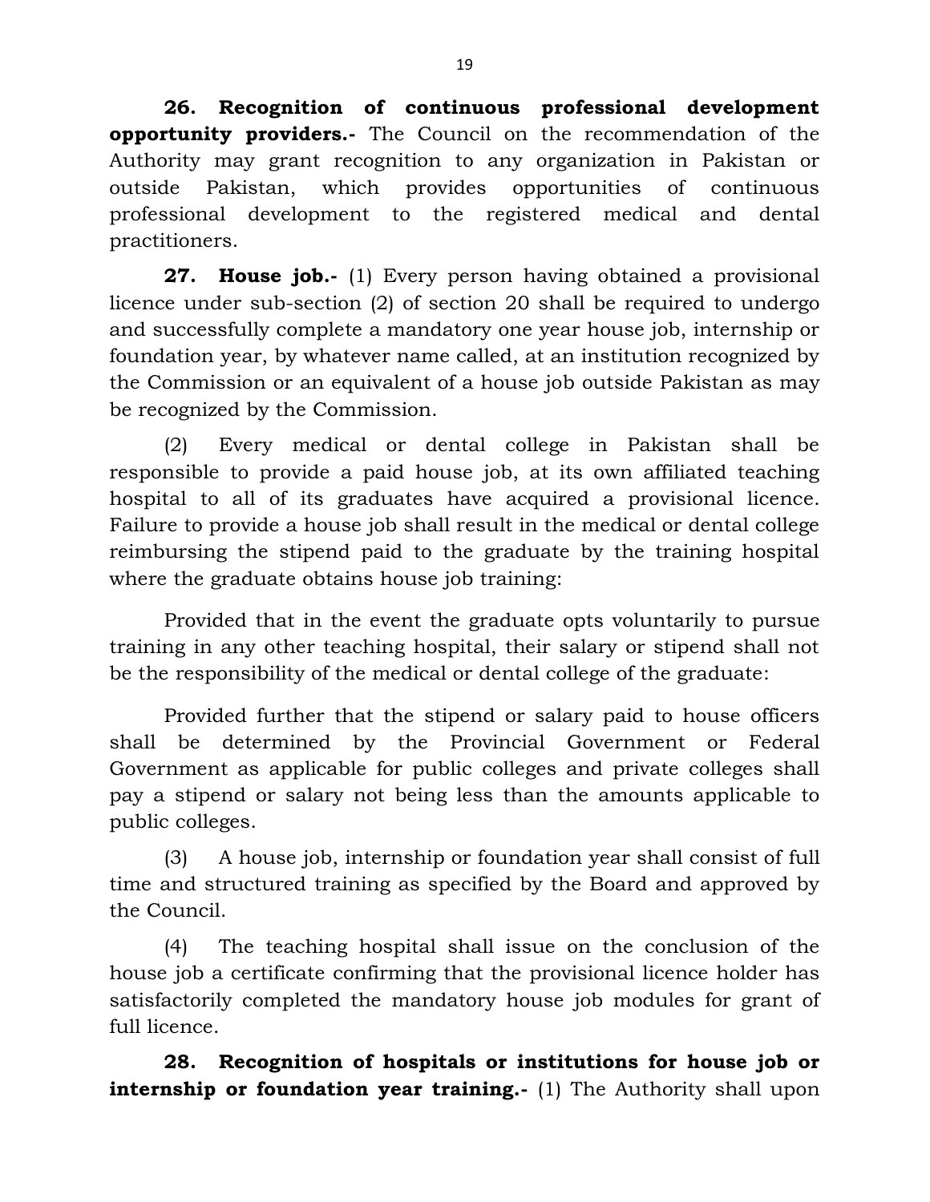**26. Recognition of continuous professional development opportunity providers.-** The Council on the recommendation of the Authority may grant recognition to any organization in Pakistan or outside Pakistan, which provides opportunities of continuous professional development to the registered medical and dental practitioners.

**27. House job.-** (1) Every person having obtained a provisional licence under sub-section (2) of section 20 shall be required to undergo and successfully complete a mandatory one year house job, internship or foundation year, by whatever name called, at an institution recognized by the Commission or an equivalent of a house job outside Pakistan as may be recognized by the Commission.

(2) Every medical or dental college in Pakistan shall be responsible to provide a paid house job, at its own affiliated teaching hospital to all of its graduates have acquired a provisional licence. Failure to provide a house job shall result in the medical or dental college reimbursing the stipend paid to the graduate by the training hospital where the graduate obtains house job training:

Provided that in the event the graduate opts voluntarily to pursue training in any other teaching hospital, their salary or stipend shall not be the responsibility of the medical or dental college of the graduate:

Provided further that the stipend or salary paid to house officers shall be determined by the Provincial Government or Federal Government as applicable for public colleges and private colleges shall pay a stipend or salary not being less than the amounts applicable to public colleges.

(3) A house job, internship or foundation year shall consist of full time and structured training as specified by the Board and approved by the Council.

(4) The teaching hospital shall issue on the conclusion of the house job a certificate confirming that the provisional licence holder has satisfactorily completed the mandatory house job modules for grant of full licence.

**28. Recognition of hospitals or institutions for house job or internship or foundation year training.-** (1) The Authority shall upon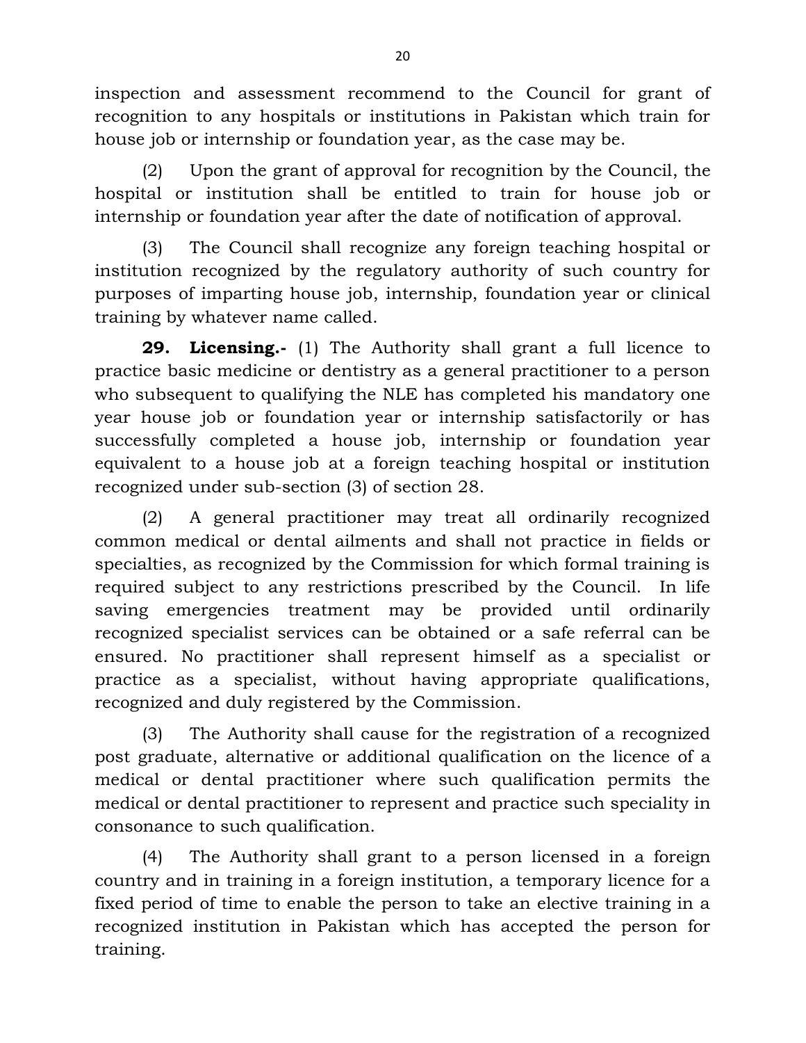inspection and assessment recommend to the Council for grant of recognition to any hospitals or institutions in Pakistan which train for house job or internship or foundation year, as the case may be.

(2) Upon the grant of approval for recognition by the Council, the hospital or institution shall be entitled to train for house job or internship or foundation year after the date of notification of approval.

(3) The Council shall recognize any foreign teaching hospital or institution recognized by the regulatory authority of such country for purposes of imparting house job, internship, foundation year or clinical training by whatever name called.

**29. Licensing.-** (1) The Authority shall grant a full licence to practice basic medicine or dentistry as a general practitioner to a person who subsequent to qualifying the NLE has completed his mandatory one year house job or foundation year or internship satisfactorily or has successfully completed a house job, internship or foundation year equivalent to a house job at a foreign teaching hospital or institution recognized under sub-section (3) of section 28.

(2) A general practitioner may treat all ordinarily recognized common medical or dental ailments and shall not practice in fields or specialties, as recognized by the Commission for which formal training is required subject to any restrictions prescribed by the Council. In life saving emergencies treatment may be provided until ordinarily recognized specialist services can be obtained or a safe referral can be ensured. No practitioner shall represent himself as a specialist or practice as a specialist, without having appropriate qualifications, recognized and duly registered by the Commission.

(3) The Authority shall cause for the registration of a recognized post graduate, alternative or additional qualification on the licence of a medical or dental practitioner where such qualification permits the medical or dental practitioner to represent and practice such speciality in consonance to such qualification.

(4) The Authority shall grant to a person licensed in a foreign country and in training in a foreign institution, a temporary licence for a fixed period of time to enable the person to take an elective training in a recognized institution in Pakistan which has accepted the person for training.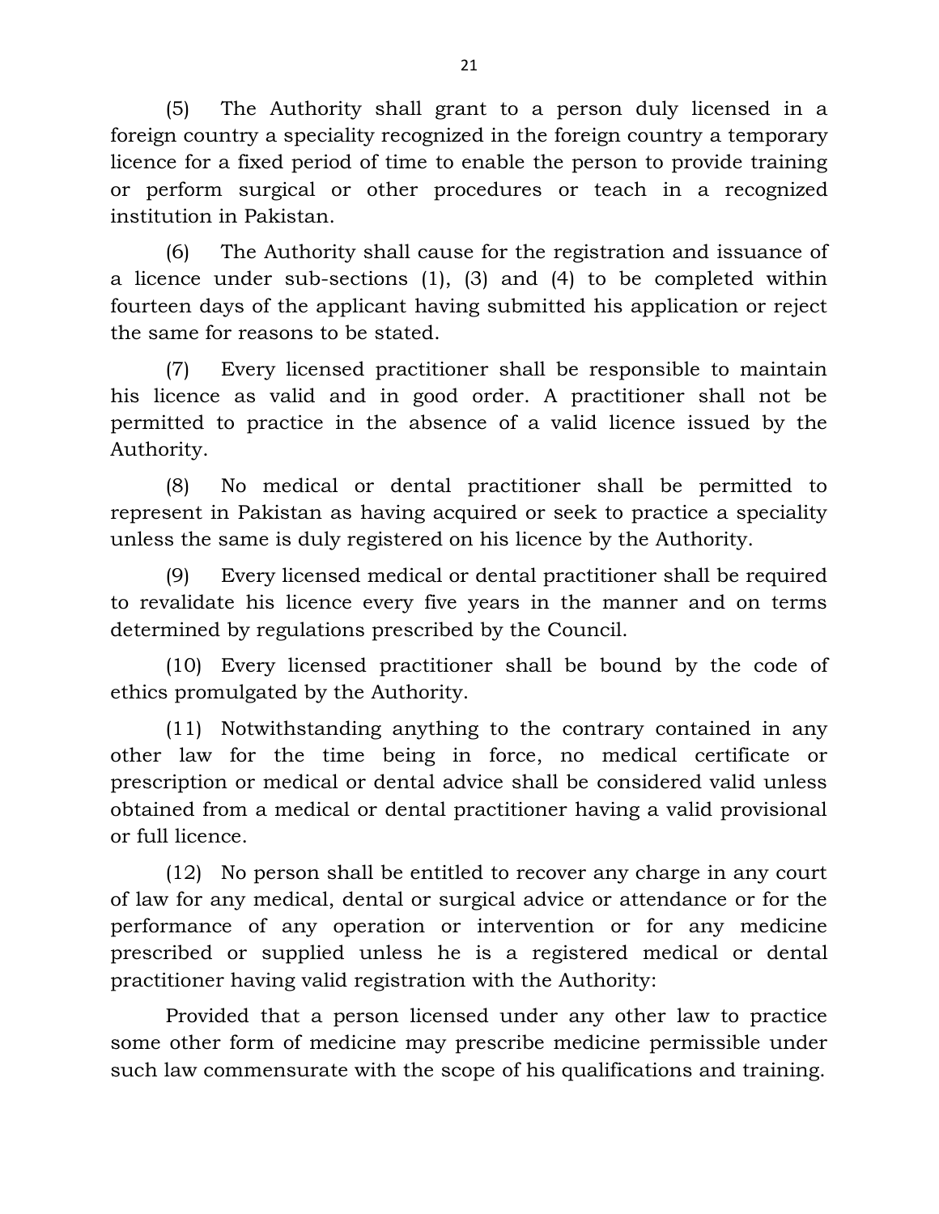(5) The Authority shall grant to a person duly licensed in a foreign country a speciality recognized in the foreign country a temporary licence for a fixed period of time to enable the person to provide training or perform surgical or other procedures or teach in a recognized institution in Pakistan.

(6) The Authority shall cause for the registration and issuance of a licence under sub-sections (1), (3) and (4) to be completed within fourteen days of the applicant having submitted his application or reject the same for reasons to be stated.

(7) Every licensed practitioner shall be responsible to maintain his licence as valid and in good order. A practitioner shall not be permitted to practice in the absence of a valid licence issued by the Authority.

(8) No medical or dental practitioner shall be permitted to represent in Pakistan as having acquired or seek to practice a speciality unless the same is duly registered on his licence by the Authority.

(9) Every licensed medical or dental practitioner shall be required to revalidate his licence every five years in the manner and on terms determined by regulations prescribed by the Council.

(10) Every licensed practitioner shall be bound by the code of ethics promulgated by the Authority.

(11) Notwithstanding anything to the contrary contained in any other law for the time being in force, no medical certificate or prescription or medical or dental advice shall be considered valid unless obtained from a medical or dental practitioner having a valid provisional or full licence.

(12) No person shall be entitled to recover any charge in any court of law for any medical, dental or surgical advice or attendance or for the performance of any operation or intervention or for any medicine prescribed or supplied unless he is a registered medical or dental practitioner having valid registration with the Authority:

Provided that a person licensed under any other law to practice some other form of medicine may prescribe medicine permissible under such law commensurate with the scope of his qualifications and training.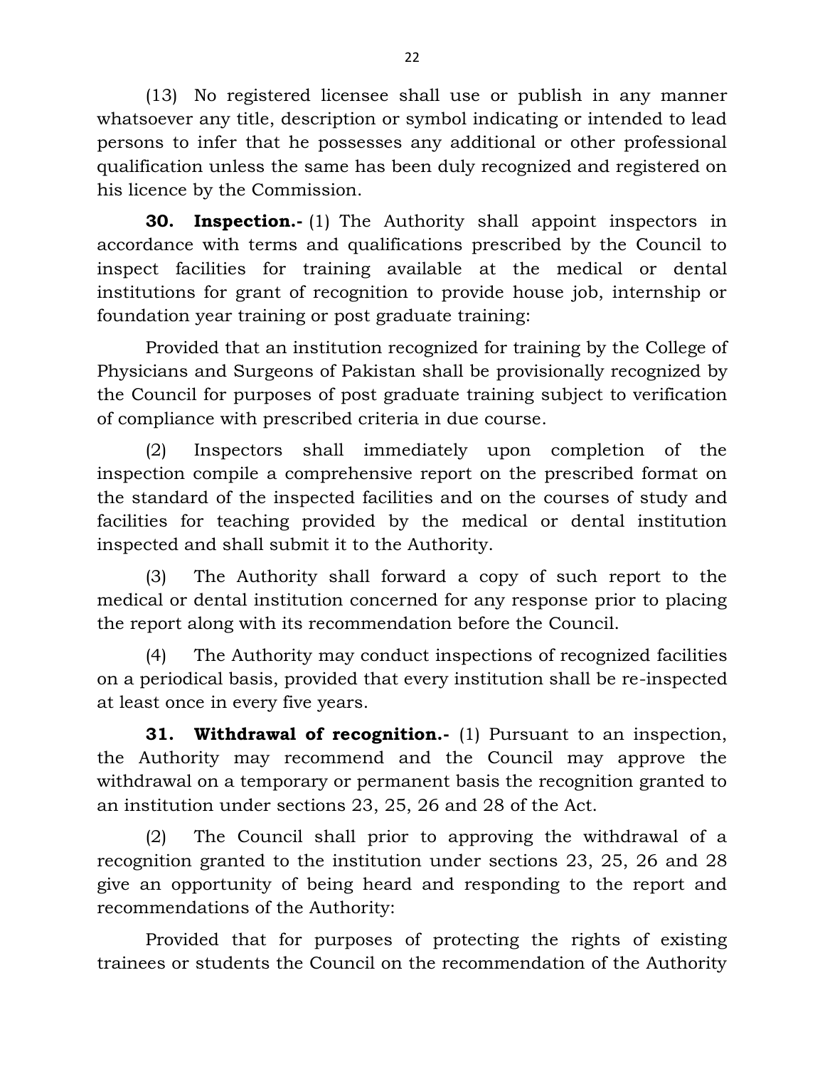(13) No registered licensee shall use or publish in any manner whatsoever any title, description or symbol indicating or intended to lead persons to infer that he possesses any additional or other professional qualification unless the same has been duly recognized and registered on his licence by the Commission.

**30. Inspection.-** (1) The Authority shall appoint inspectors in accordance with terms and qualifications prescribed by the Council to inspect facilities for training available at the medical or dental institutions for grant of recognition to provide house job, internship or foundation year training or post graduate training:

Provided that an institution recognized for training by the College of Physicians and Surgeons of Pakistan shall be provisionally recognized by the Council for purposes of post graduate training subject to verification of compliance with prescribed criteria in due course.

(2) Inspectors shall immediately upon completion of the inspection compile a comprehensive report on the prescribed format on the standard of the inspected facilities and on the courses of study and facilities for teaching provided by the medical or dental institution inspected and shall submit it to the Authority.

(3) The Authority shall forward a copy of such report to the medical or dental institution concerned for any response prior to placing the report along with its recommendation before the Council.

(4) The Authority may conduct inspections of recognized facilities on a periodical basis, provided that every institution shall be re-inspected at least once in every five years.

**31. Withdrawal of recognition.-** (1) Pursuant to an inspection, the Authority may recommend and the Council may approve the withdrawal on a temporary or permanent basis the recognition granted to an institution under sections 23, 25, 26 and 28 of the Act.

(2) The Council shall prior to approving the withdrawal of a recognition granted to the institution under sections 23, 25, 26 and 28 give an opportunity of being heard and responding to the report and recommendations of the Authority:

Provided that for purposes of protecting the rights of existing trainees or students the Council on the recommendation of the Authority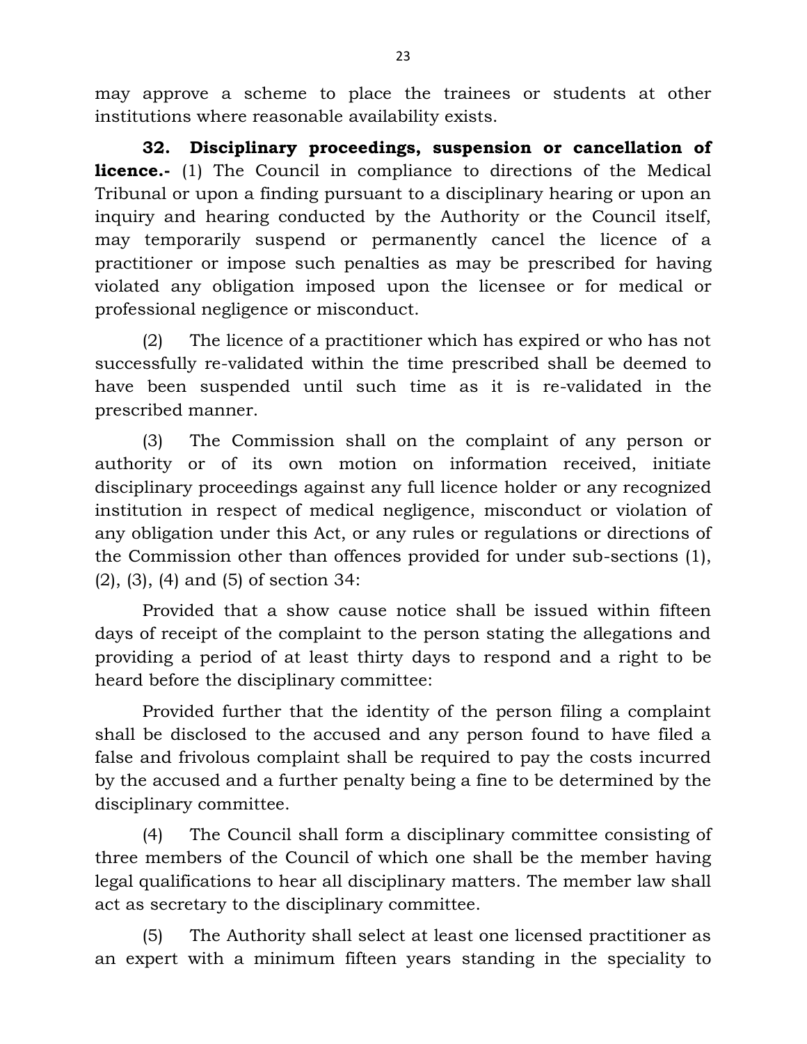may approve a scheme to place the trainees or students at other institutions where reasonable availability exists.

**32. Disciplinary proceedings, suspension or cancellation of licence.-** (1) The Council in compliance to directions of the Medical Tribunal or upon a finding pursuant to a disciplinary hearing or upon an inquiry and hearing conducted by the Authority or the Council itself, may temporarily suspend or permanently cancel the licence of a practitioner or impose such penalties as may be prescribed for having violated any obligation imposed upon the licensee or for medical or professional negligence or misconduct.

(2) The licence of a practitioner which has expired or who has not successfully re-validated within the time prescribed shall be deemed to have been suspended until such time as it is re-validated in the prescribed manner.

(3) The Commission shall on the complaint of any person or authority or of its own motion on information received, initiate disciplinary proceedings against any full licence holder or any recognized institution in respect of medical negligence, misconduct or violation of any obligation under this Act, or any rules or regulations or directions of the Commission other than offences provided for under sub-sections (1), (2), (3), (4) and (5) of section 34:

Provided that a show cause notice shall be issued within fifteen days of receipt of the complaint to the person stating the allegations and providing a period of at least thirty days to respond and a right to be heard before the disciplinary committee:

Provided further that the identity of the person filing a complaint shall be disclosed to the accused and any person found to have filed a false and frivolous complaint shall be required to pay the costs incurred by the accused and a further penalty being a fine to be determined by the disciplinary committee.

(4) The Council shall form a disciplinary committee consisting of three members of the Council of which one shall be the member having legal qualifications to hear all disciplinary matters. The member law shall act as secretary to the disciplinary committee.

(5) The Authority shall select at least one licensed practitioner as an expert with a minimum fifteen years standing in the speciality to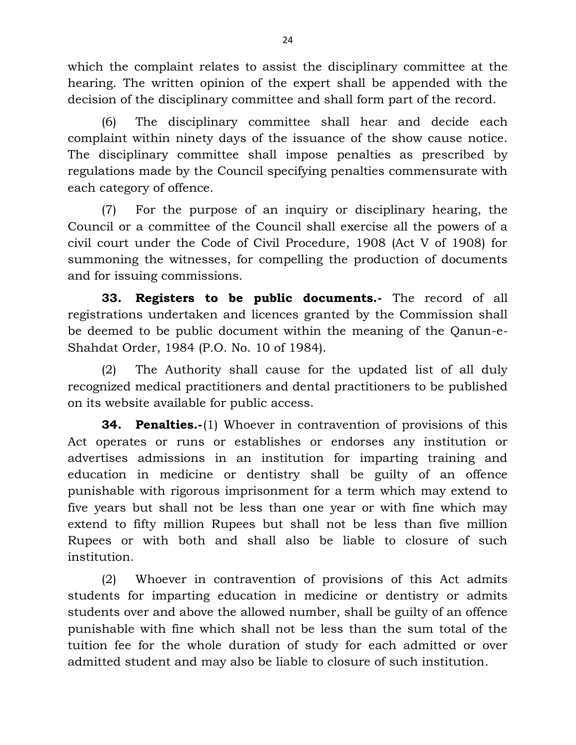which the complaint relates to assist the disciplinary committee at the hearing. The written opinion of the expert shall be appended with the decision of the disciplinary committee and shall form part of the record.

(6) The disciplinary committee shall hear and decide each complaint within ninety days of the issuance of the show cause notice. The disciplinary committee shall impose penalties as prescribed by regulations made by the Council specifying penalties commensurate with each category of offence.

(7) For the purpose of an inquiry or disciplinary hearing, the Council or a committee of the Council shall exercise all the powers of a civil court under the Code of Civil Procedure, 1908 (Act V of 1908) for summoning the witnesses, for compelling the production of documents and for issuing commissions.

**33. Registers to be public documents.-** The record of all registrations undertaken and licences granted by the Commission shall be deemed to be public document within the meaning of the Qanun-e-Shahdat Order, 1984 (P.O. No. 10 of 1984).

(2) The Authority shall cause for the updated list of all duly recognized medical practitioners and dental practitioners to be published on its website available for public access.

**34. Penalties.-**(1) Whoever in contravention of provisions of this Act operates or runs or establishes or endorses any institution or advertises admissions in an institution for imparting training and education in medicine or dentistry shall be guilty of an offence punishable with rigorous imprisonment for a term which may extend to five years but shall not be less than one year or with fine which may extend to fifty million Rupees but shall not be less than five million Rupees or with both and shall also be liable to closure of such institution.

(2) Whoever in contravention of provisions of this Act admits students for imparting education in medicine or dentistry or admits students over and above the allowed number, shall be guilty of an offence punishable with fine which shall not be less than the sum total of the tuition fee for the whole duration of study for each admitted or over admitted student and may also be liable to closure of such institution.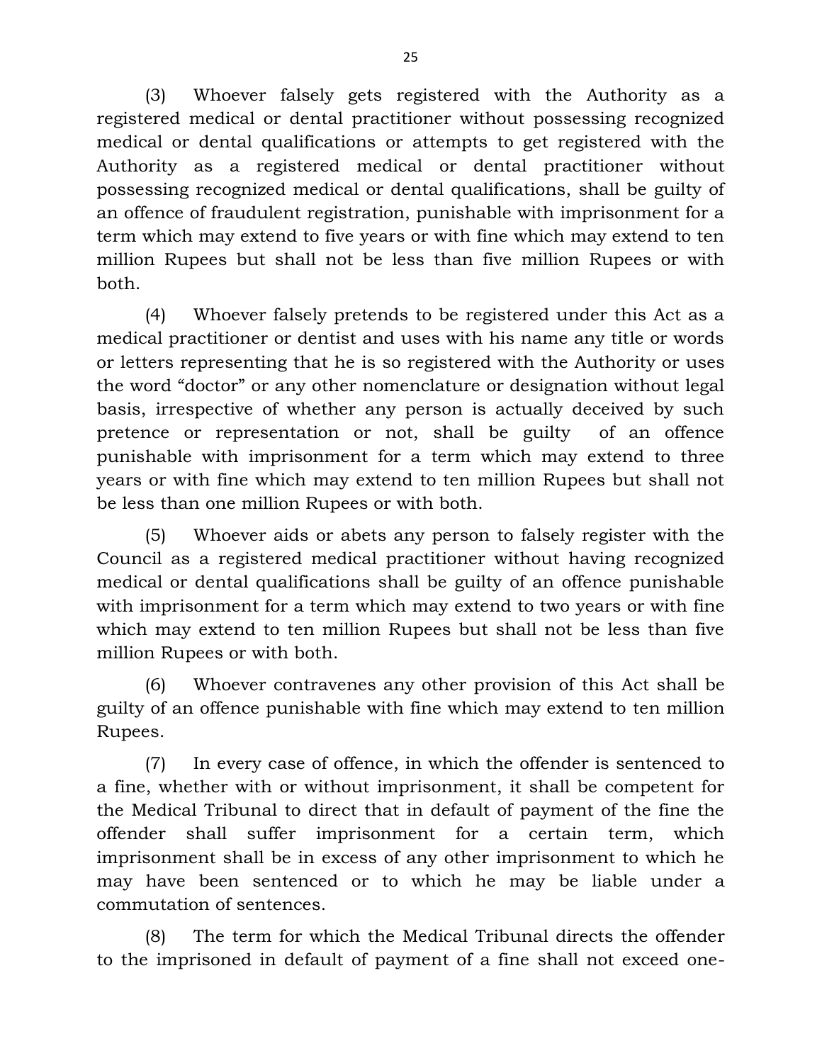(3) Whoever falsely gets registered with the Authority as a registered medical or dental practitioner without possessing recognized medical or dental qualifications or attempts to get registered with the Authority as a registered medical or dental practitioner without possessing recognized medical or dental qualifications, shall be guilty of an offence of fraudulent registration, punishable with imprisonment for a term which may extend to five years or with fine which may extend to ten million Rupees but shall not be less than five million Rupees or with both.

(4) Whoever falsely pretends to be registered under this Act as a medical practitioner or dentist and uses with his name any title or words or letters representing that he is so registered with the Authority or uses the word "doctor" or any other nomenclature or designation without legal basis, irrespective of whether any person is actually deceived by such pretence or representation or not, shall be guilty of an offence punishable with imprisonment for a term which may extend to three years or with fine which may extend to ten million Rupees but shall not be less than one million Rupees or with both.

(5) Whoever aids or abets any person to falsely register with the Council as a registered medical practitioner without having recognized medical or dental qualifications shall be guilty of an offence punishable with imprisonment for a term which may extend to two years or with fine which may extend to ten million Rupees but shall not be less than five million Rupees or with both.

(6) Whoever contravenes any other provision of this Act shall be guilty of an offence punishable with fine which may extend to ten million Rupees.

(7) In every case of offence, in which the offender is sentenced to a fine, whether with or without imprisonment, it shall be competent for the Medical Tribunal to direct that in default of payment of the fine the offender shall suffer imprisonment for a certain term, which imprisonment shall be in excess of any other imprisonment to which he may have been sentenced or to which he may be liable under a commutation of sentences.

(8) The term for which the Medical Tribunal directs the offender to the imprisoned in default of payment of a fine shall not exceed one-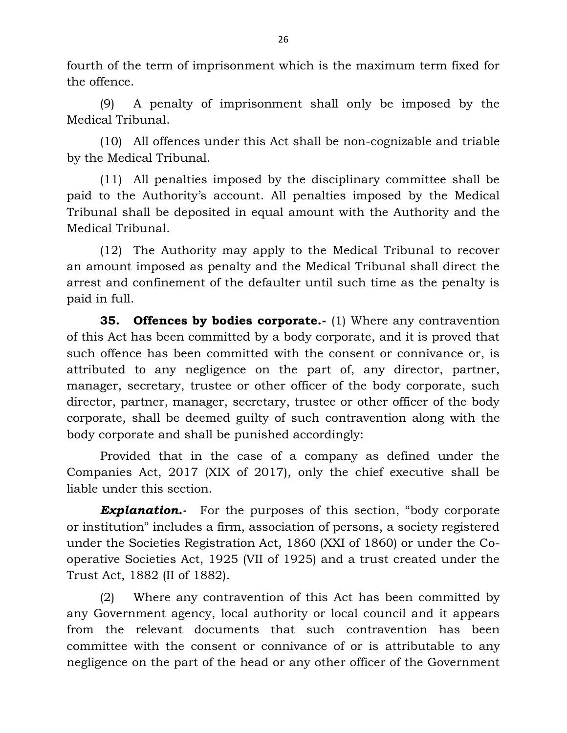fourth of the term of imprisonment which is the maximum term fixed for the offence.

(9) A penalty of imprisonment shall only be imposed by the Medical Tribunal.

(10) All offences under this Act shall be non-cognizable and triable by the Medical Tribunal.

(11) All penalties imposed by the disciplinary committee shall be paid to the Authority's account. All penalties imposed by the Medical Tribunal shall be deposited in equal amount with the Authority and the Medical Tribunal.

(12) The Authority may apply to the Medical Tribunal to recover an amount imposed as penalty and the Medical Tribunal shall direct the arrest and confinement of the defaulter until such time as the penalty is paid in full.

**35. Offences by bodies corporate.-** (1) Where any contravention of this Act has been committed by a body corporate, and it is proved that such offence has been committed with the consent or connivance or, is attributed to any negligence on the part of, any director, partner, manager, secretary, trustee or other officer of the body corporate, such director, partner, manager, secretary, trustee or other officer of the body corporate, shall be deemed guilty of such contravention along with the body corporate and shall be punished accordingly:

Provided that in the case of a company as defined under the Companies Act, 2017 (XIX of 2017), only the chief executive shall be liable under this section.

***Explanation.-*** For the purposes of this section, "body corporate or institution" includes a firm, association of persons, a society registered under the Societies Registration Act, 1860 (XXI of 1860) or under the Co-operative Societies Act, 1925 (VII of 1925) and a trust created under the Trust Act, 1882 (II of 1882).

(2) Where any contravention of this Act has been committed by any Government agency, local authority or local council and it appears from the relevant documents that such contravention has been committee with the consent or connivance of or is attributable to any negligence on the part of the head or any other officer of the Government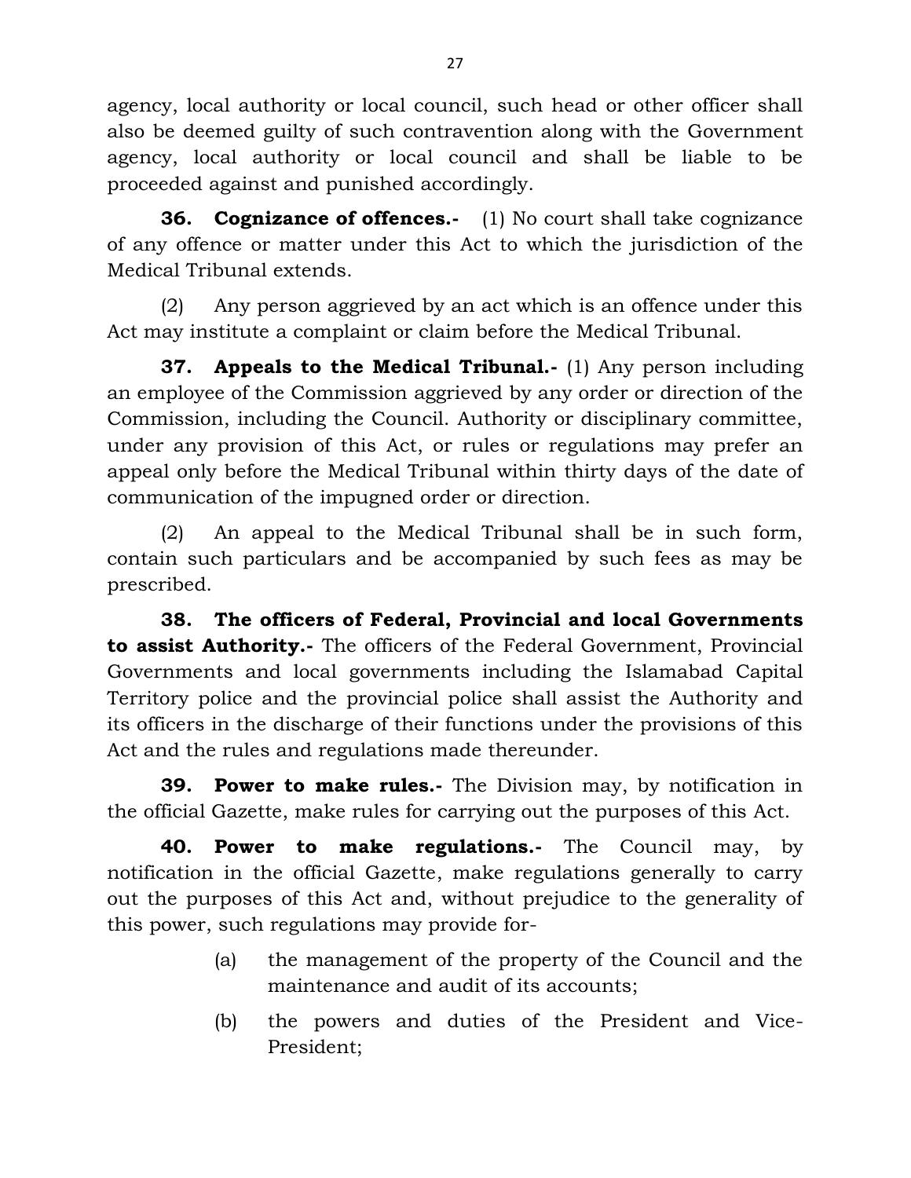agency, local authority or local council, such head or other officer shall also be deemed guilty of such contravention along with the Government agency, local authority or local council and shall be liable to be proceeded against and punished accordingly.

**36. Cognizance of offences.-** (1) No court shall take cognizance of any offence or matter under this Act to which the jurisdiction of the Medical Tribunal extends.

(2) Any person aggrieved by an act which is an offence under this Act may institute a complaint or claim before the Medical Tribunal.

**37. Appeals to the Medical Tribunal.-** (1) Any person including an employee of the Commission aggrieved by any order or direction of the Commission, including the Council. Authority or disciplinary committee, under any provision of this Act, or rules or regulations may prefer an appeal only before the Medical Tribunal within thirty days of the date of communication of the impugned order or direction.

(2) An appeal to the Medical Tribunal shall be in such form, contain such particulars and be accompanied by such fees as may be prescribed.

**38. The officers of Federal, Provincial and local Governments to assist Authority.-** The officers of the Federal Government, Provincial Governments and local governments including the Islamabad Capital Territory police and the provincial police shall assist the Authority and its officers in the discharge of their functions under the provisions of this Act and the rules and regulations made thereunder.

**39. Power to make rules.-** The Division may, by notification in the official Gazette, make rules for carrying out the purposes of this Act.

**40. Power to make regulations.-** The Council may, by notification in the official Gazette, make regulations generally to carry out the purposes of this Act and, without prejudice to the generality of this power, such regulations may provide for-

(a) the management of the property of the Council and the maintenance and audit of its accounts;

(b) the powers and duties of the President and Vice-President;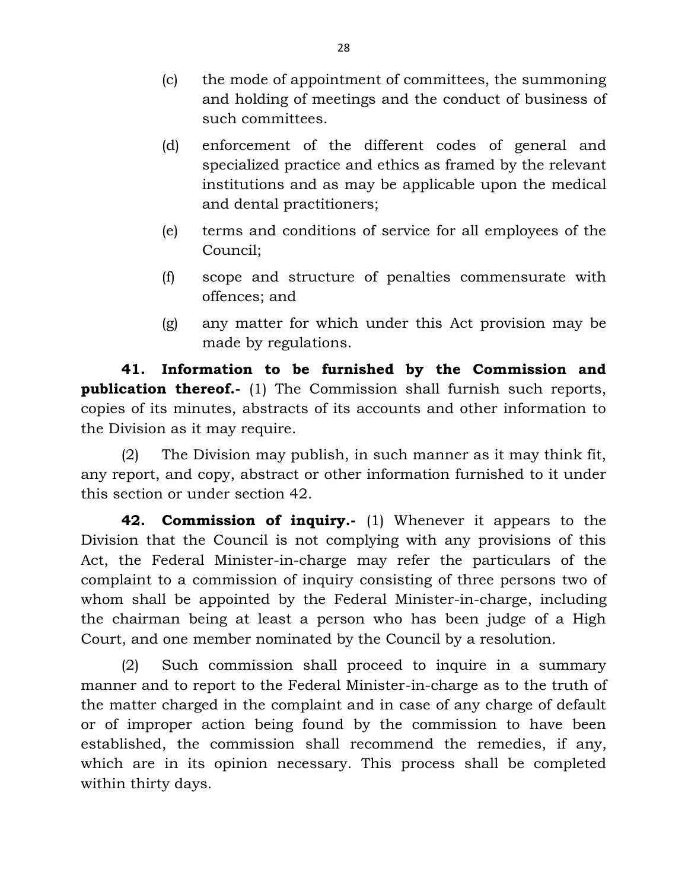(c) the mode of appointment of committees, the summoning and holding of meetings and the conduct of business of such committees.

(d) enforcement of the different codes of general and specialized practice and ethics as framed by the relevant institutions and as may be applicable upon the medical and dental practitioners;

(e) terms and conditions of service for all employees of the Council;

(f) scope and structure of penalties commensurate with offences; and

(g) any matter for which under this Act provision may be made by regulations.

**41. Information to be furnished by the Commission and publication thereof.-** (1) The Commission shall furnish such reports, copies of its minutes, abstracts of its accounts and other information to the Division as it may require.

(2) The Division may publish, in such manner as it may think fit, any report, and copy, abstract or other information furnished to it under this section or under section 42.

**42. Commission of inquiry.-** (1) Whenever it appears to the Division that the Council is not complying with any provisions of this Act, the Federal Minister-in-charge may refer the particulars of the complaint to a commission of inquiry consisting of three persons two of whom shall be appointed by the Federal Minister-in-charge, including the chairman being at least a person who has been judge of a High Court, and one member nominated by the Council by a resolution.

(2) Such commission shall proceed to inquire in a summary manner and to report to the Federal Minister-in-charge as to the truth of the matter charged in the complaint and in case of any charge of default or of improper action being found by the commission to have been established, the commission shall recommend the remedies, if any, which are in its opinion necessary. This process shall be completed within thirty days.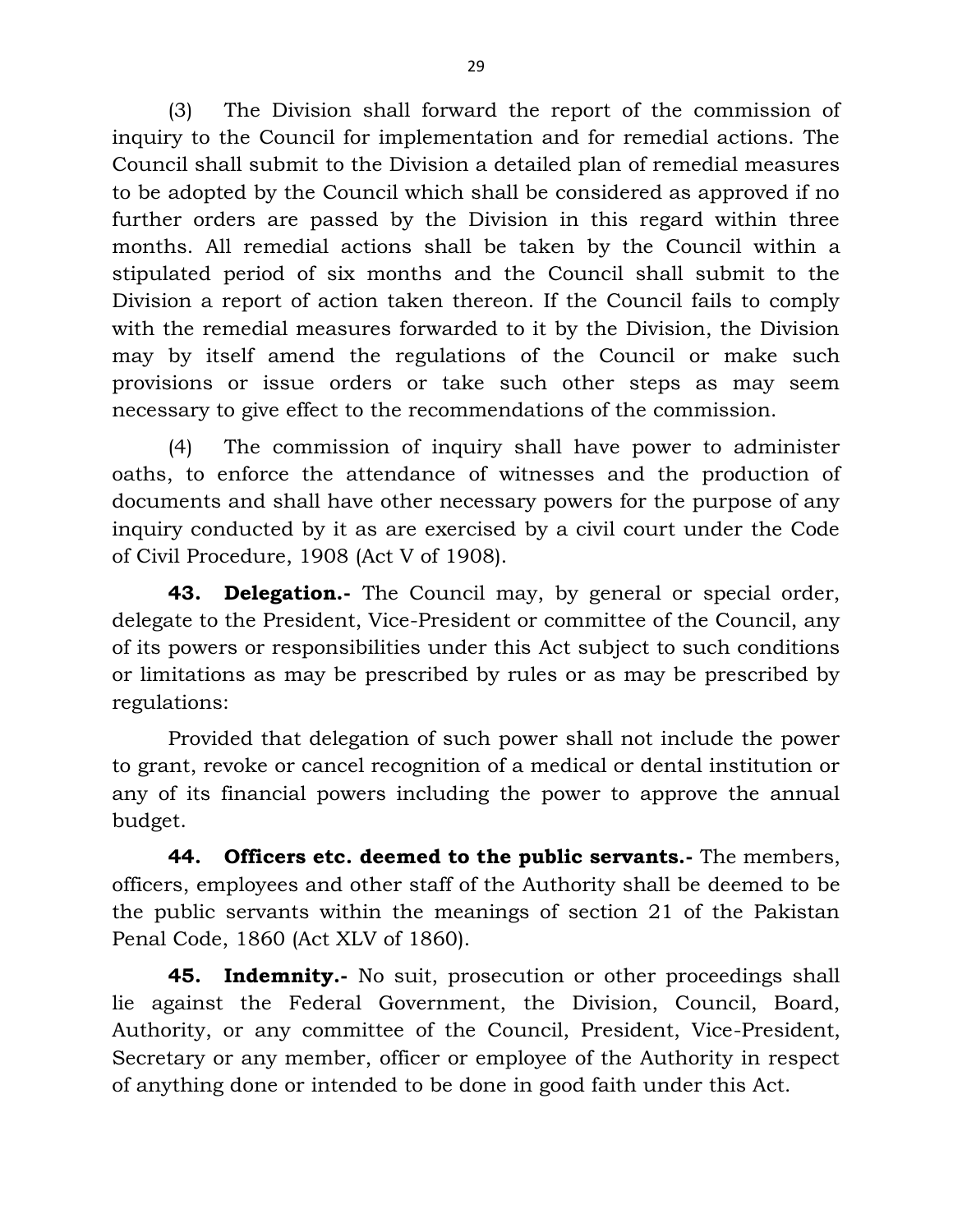(3) The Division shall forward the report of the commission of inquiry to the Council for implementation and for remedial actions. The Council shall submit to the Division a detailed plan of remedial measures to be adopted by the Council which shall be considered as approved if no further orders are passed by the Division in this regard within three months. All remedial actions shall be taken by the Council within a stipulated period of six months and the Council shall submit to the Division a report of action taken thereon. If the Council fails to comply with the remedial measures forwarded to it by the Division, the Division may by itself amend the regulations of the Council or make such provisions or issue orders or take such other steps as may seem necessary to give effect to the recommendations of the commission.

(4) The commission of inquiry shall have power to administer oaths, to enforce the attendance of witnesses and the production of documents and shall have other necessary powers for the purpose of any inquiry conducted by it as are exercised by a civil court under the Code of Civil Procedure, 1908 (Act V of 1908).

**43. Delegation.-** The Council may, by general or special order, delegate to the President, Vice-President or committee of the Council, any of its powers or responsibilities under this Act subject to such conditions or limitations as may be prescribed by rules or as may be prescribed by regulations:

Provided that delegation of such power shall not include the power to grant, revoke or cancel recognition of a medical or dental institution or any of its financial powers including the power to approve the annual budget.

**44. Officers etc. deemed to the public servants.-** The members, officers, employees and other staff of the Authority shall be deemed to be the public servants within the meanings of section 21 of the Pakistan Penal Code, 1860 (Act XLV of 1860).

**45. Indemnity.-** No suit, prosecution or other proceedings shall lie against the Federal Government, the Division, Council, Board, Authority, or any committee of the Council, President, Vice-President, Secretary or any member, officer or employee of the Authority in respect of anything done or intended to be done in good faith under this Act.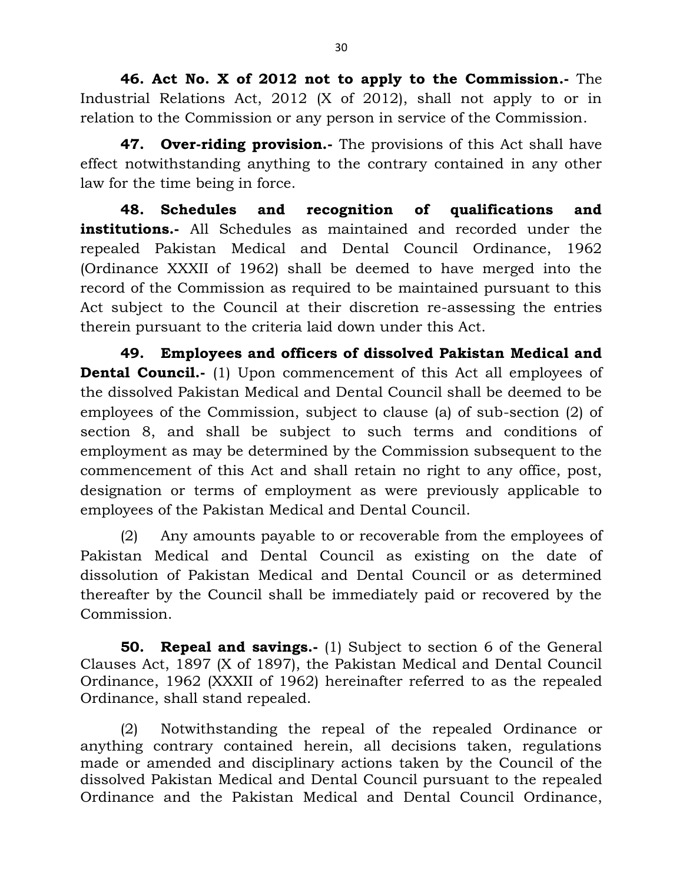**46. Act No. X of 2012 not to apply to the Commission.-** The Industrial Relations Act, 2012 (X of 2012), shall not apply to or in relation to the Commission or any person in service of the Commission.

**47. Over-riding provision.-** The provisions of this Act shall have effect notwithstanding anything to the contrary contained in any other law for the time being in force.

**48. Schedules and recognition of qualifications and institutions.-** All Schedules as maintained and recorded under the repealed Pakistan Medical and Dental Council Ordinance, 1962 (Ordinance XXXII of 1962) shall be deemed to have merged into the record of the Commission as required to be maintained pursuant to this Act subject to the Council at their discretion re-assessing the entries therein pursuant to the criteria laid down under this Act.

**49. Employees and officers of dissolved Pakistan Medical and Dental Council.-** (1) Upon commencement of this Act all employees of the dissolved Pakistan Medical and Dental Council shall be deemed to be employees of the Commission, subject to clause (a) of sub-section (2) of section 8, and shall be subject to such terms and conditions of employment as may be determined by the Commission subsequent to the commencement of this Act and shall retain no right to any office, post, designation or terms of employment as were previously applicable to employees of the Pakistan Medical and Dental Council.

(2) Any amounts payable to or recoverable from the employees of Pakistan Medical and Dental Council as existing on the date of dissolution of Pakistan Medical and Dental Council or as determined thereafter by the Council shall be immediately paid or recovered by the Commission.

**50. Repeal and savings.-** (1) Subject to section 6 of the General Clauses Act, 1897 (X of 1897), the Pakistan Medical and Dental Council Ordinance, 1962 (XXXII of 1962) hereinafter referred to as the repealed Ordinance, shall stand repealed.

(2) Notwithstanding the repeal of the repealed Ordinance or anything contrary contained herein, all decisions taken, regulations made or amended and disciplinary actions taken by the Council of the dissolved Pakistan Medical and Dental Council pursuant to the repealed Ordinance and the Pakistan Medical and Dental Council Ordinance,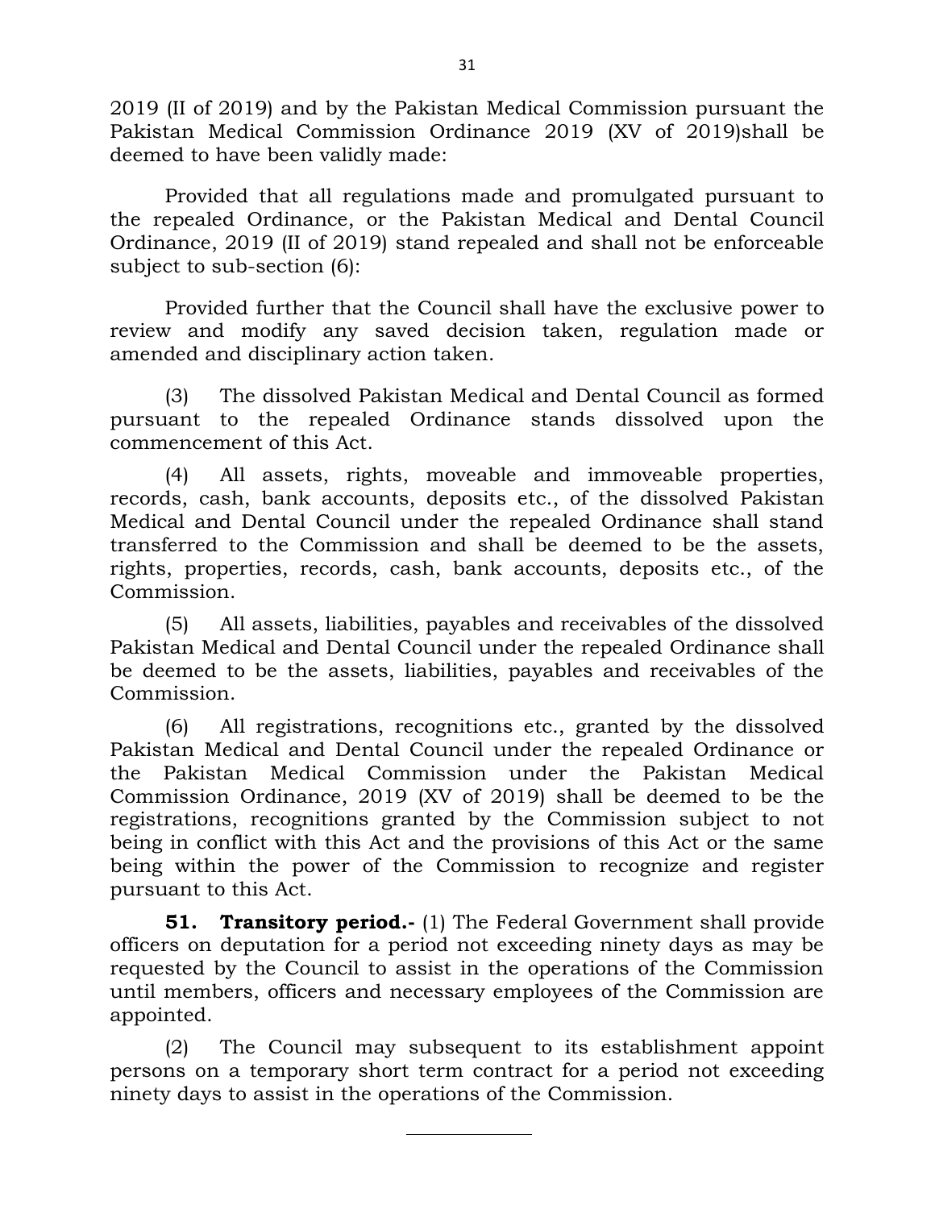2019 (II of 2019) and by the Pakistan Medical Commission pursuant the Pakistan Medical Commission Ordinance 2019 (XV of 2019)shall be deemed to have been validly made:

Provided that all regulations made and promulgated pursuant to the repealed Ordinance, or the Pakistan Medical and Dental Council Ordinance, 2019 (II of 2019) stand repealed and shall not be enforceable subject to sub-section (6):

Provided further that the Council shall have the exclusive power to review and modify any saved decision taken, regulation made or amended and disciplinary action taken.

(3) The dissolved Pakistan Medical and Dental Council as formed pursuant to the repealed Ordinance stands dissolved upon the commencement of this Act.

(4) All assets, rights, moveable and immoveable properties, records, cash, bank accounts, deposits etc., of the dissolved Pakistan Medical and Dental Council under the repealed Ordinance shall stand transferred to the Commission and shall be deemed to be the assets, rights, properties, records, cash, bank accounts, deposits etc., of the Commission.

(5) All assets, liabilities, payables and receivables of the dissolved Pakistan Medical and Dental Council under the repealed Ordinance shall be deemed to be the assets, liabilities, payables and receivables of the Commission.

(6) All registrations, recognitions etc., granted by the dissolved Pakistan Medical and Dental Council under the repealed Ordinance or the Pakistan Medical Commission under the Pakistan Medical Commission Ordinance, 2019 (XV of 2019) shall be deemed to be the registrations, recognitions granted by the Commission subject to not being in conflict with this Act and the provisions of this Act or the same being within the power of the Commission to recognize and register pursuant to this Act.

**51. Transitory period.-** (1) The Federal Government shall provide officers on deputation for a period not exceeding ninety days as may be requested by the Council to assist in the operations of the Commission until members, officers and necessary employees of the Commission are appointed.

(2) The Council may subsequent to its establishment appoint persons on a temporary short term contract for a period not exceeding ninety days to assist in the operations of the Commission.

---